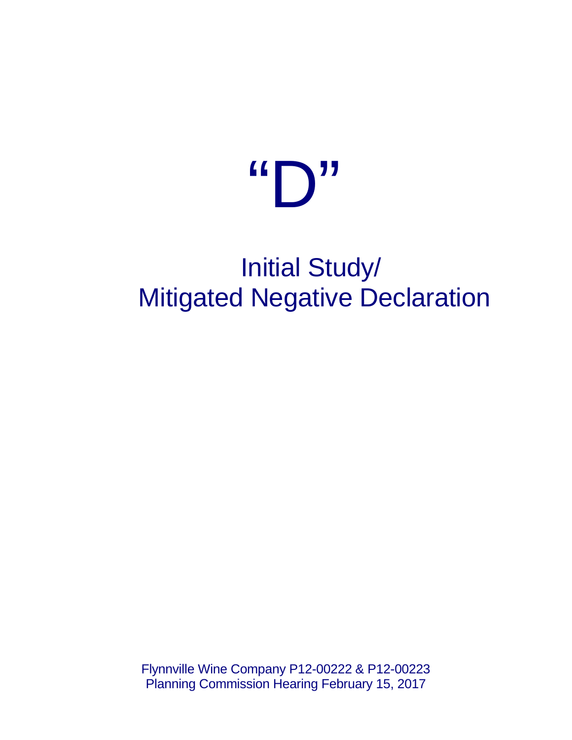# “D”

## Initial Study/ Mitigated Negative Declaration

Flynnville Wine Company P12-00222 & P12-00223
Planning Commission Hearing February 15, 2017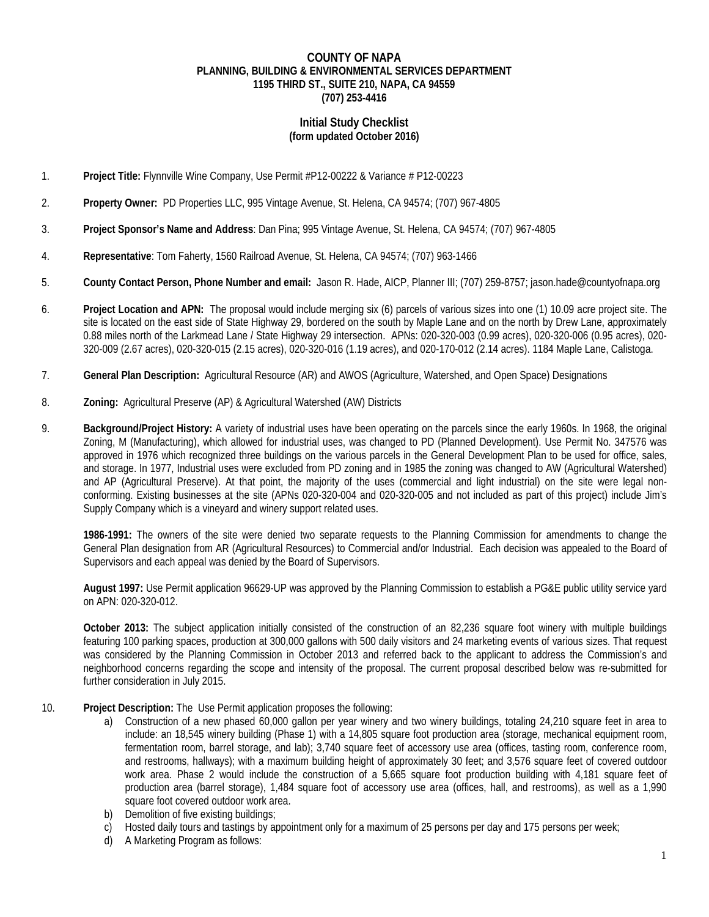**COUNTY OF NAPA**
**PLANNING, BUILDING & ENVIRONMENTAL SERVICES DEPARTMENT**
**1195 THIRD ST., SUITE 210, NAPA, CA 94559**
**(707) 253-4416**

**Initial Study Checklist**
**(form updated October 2016)**

1. **Project Title:** Flynnville Wine Company, Use Permit #P12-00222 & Variance # P12-00223

2. **Property Owner:** PD Properties LLC, 995 Vintage Avenue, St. Helena, CA 94574; (707) 967-4805

3. **Project Sponsor's Name and Address**: Dan Pina; 995 Vintage Avenue, St. Helena, CA 94574; (707) 967-4805

4. **Representative**: Tom Faherty, 1560 Railroad Avenue, St. Helena, CA 94574; (707) 963-1466

5. **County Contact Person, Phone Number and email:** Jason R. Hade, AICP, Planner III; (707) 259-8757; jason.hade@countyofnapa.org

6. **Project Location and APN:** The proposal would include merging six (6) parcels of various sizes into one (1) 10.09 acre project site. The site is located on the east side of State Highway 29, bordered on the south by Maple Lane and on the north by Drew Lane, approximately 0.88 miles north of the Larkmead Lane / State Highway 29 intersection. APNs: 020-320-003 (0.99 acres), 020-320-006 (0.95 acres), 020-320-009 (2.67 acres), 020-320-015 (2.15 acres), 020-320-016 (1.19 acres), and 020-170-012 (2.14 acres). 1184 Maple Lane, Calistoga.

7. **General Plan Description:** Agricultural Resource (AR) and AWOS (Agriculture, Watershed, and Open Space) Designations

8. **Zoning:** Agricultural Preserve (AP) & Agricultural Watershed (AW) Districts

9. **Background/Project History:** A variety of industrial uses have been operating on the parcels since the early 1960s. In 1968, the original Zoning, M (Manufacturing), which allowed for industrial uses, was changed to PD (Planned Development). Use Permit No. 347576 was approved in 1976 which recognized three buildings on the various parcels in the General Development Plan to be used for office, sales, and storage. In 1977, Industrial uses were excluded from PD zoning and in 1985 the zoning was changed to AW (Agricultural Watershed) and AP (Agricultural Preserve). At that point, the majority of the uses (commercial and light industrial) on the site were legal non-conforming. Existing businesses at the site (APNs 020-320-004 and 020-320-005 and not included as part of this project) include Jim's Supply Company which is a vineyard and winery support related uses.

   **1986-1991:** The owners of the site were denied two separate requests to the Planning Commission for amendments to change the General Plan designation from AR (Agricultural Resources) to Commercial and/or Industrial. Each decision was appealed to the Board of Supervisors and each appeal was denied by the Board of Supervisors.

   **August 1997:** Use Permit application 96629-UP was approved by the Planning Commission to establish a PG&E public utility service yard on APN: 020-320-012.

   **October 2013:** The subject application initially consisted of the construction of an 82,236 square foot winery with multiple buildings featuring 100 parking spaces, production at 300,000 gallons with 500 daily visitors and 24 marketing events of various sizes. That request was considered by the Planning Commission in October 2013 and referred back to the applicant to address the Commission's and neighborhood concerns regarding the scope and intensity of the proposal. The current proposal described below was re-submitted for further consideration in July 2015.

10. **Project Description:** The Use Permit application proposes the following:
    a) Construction of a new phased 60,000 gallon per year winery and two winery buildings, totaling 24,210 square feet in area to include: an 18,545 winery building (Phase 1) with a 14,805 square foot production area (storage, mechanical equipment room, fermentation room, barrel storage, and lab); 3,740 square feet of accessory use area (offices, tasting room, conference room, and restrooms, hallways); with a maximum building height of approximately 30 feet; and 3,576 square feet of covered outdoor work area. Phase 2 would include the construction of a 5,665 square foot production building with 4,181 square feet of production area (barrel storage), 1,484 square foot of accessory use area (offices, hall, and restrooms), as well as a 1,990 square foot covered outdoor work area.
    b) Demolition of five existing buildings;
    c) Hosted daily tours and tastings by appointment only for a maximum of 25 persons per day and 175 persons per week;
    d) A Marketing Program as follows: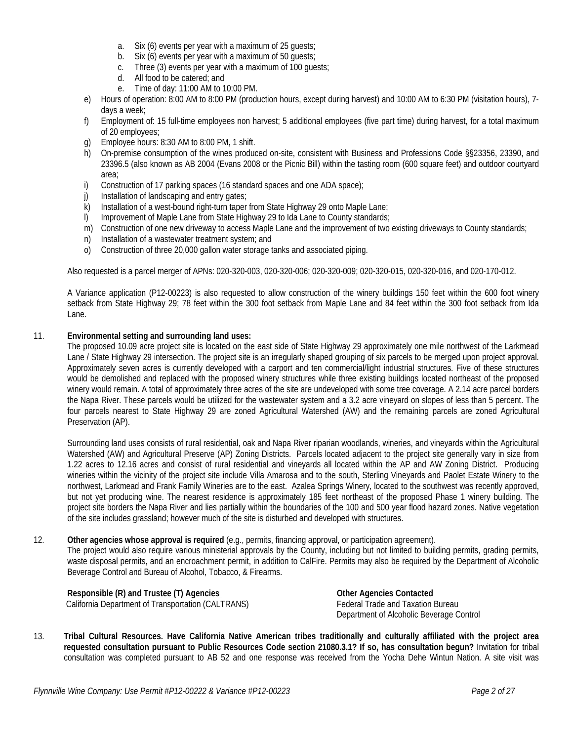a. Six (6) events per year with a maximum of 25 guests;
   b. Six (6) events per year with a maximum of 50 guests;
   c. Three (3) events per year with a maximum of 100 guests;
   d. All food to be catered; and
   e. Time of day: 11:00 AM to 10:00 PM.

e) Hours of operation: 8:00 AM to 8:00 PM (production hours, except during harvest) and 10:00 AM to 6:30 PM (visitation hours), 7-days a week;
f) Employment of: 15 full-time employees non harvest; 5 additional employees (five part time) during harvest, for a total maximum of 20 employees;
g) Employee hours: 8:30 AM to 8:00 PM, 1 shift.
h) On-premise consumption of the wines produced on-site, consistent with Business and Professions Code §§23356, 23390, and 23396.5 (also known as AB 2004 (Evans 2008 or the Picnic Bill) within the tasting room (600 square feet) and outdoor courtyard area;
i) Construction of 17 parking spaces (16 standard spaces and one ADA space);
j) Installation of landscaping and entry gates;
k) Installation of a west-bound right-turn taper from State Highway 29 onto Maple Lane;
l) Improvement of Maple Lane from State Highway 29 to Ida Lane to County standards;
m) Construction of one new driveway to access Maple Lane and the improvement of two existing driveways to County standards;
n) Installation of a wastewater treatment system; and
o) Construction of three 20,000 gallon water storage tanks and associated piping.

Also requested is a parcel merger of APNs: 020-320-003, 020-320-006; 020-320-009; 020-320-015, 020-320-016, and 020-170-012.

A Variance application (P12-00223) is also requested to allow construction of the winery buildings 150 feet within the 600 foot winery setback from State Highway 29; 78 feet within the 300 foot setback from Maple Lane and 84 feet within the 300 foot setback from Ida Lane.

11. **Environmental setting and surrounding land uses:**

The proposed 10.09 acre project site is located on the east side of State Highway 29 approximately one mile northwest of the Larkmead Lane / State Highway 29 intersection. The project site is an irregularly shaped grouping of six parcels to be merged upon project approval. Approximately seven acres is currently developed with a carport and ten commercial/light industrial structures. Five of these structures would be demolished and replaced with the proposed winery structures while three existing buildings located northeast of the proposed winery would remain. A total of approximately three acres of the site are undeveloped with some tree coverage. A 2.14 acre parcel borders the Napa River. These parcels would be utilized for the wastewater system and a 3.2 acre vineyard on slopes of less than 5 percent. The four parcels nearest to State Highway 29 are zoned Agricultural Watershed (AW) and the remaining parcels are zoned Agricultural Preservation (AP).

Surrounding land uses consists of rural residential, oak and Napa River riparian woodlands, wineries, and vineyards within the Agricultural Watershed (AW) and Agricultural Preserve (AP) Zoning Districts. Parcels located adjacent to the project site generally vary in size from 1.22 acres to 12.16 acres and consist of rural residential and vineyards all located within the AP and AW Zoning District. Producing wineries within the vicinity of the project site include Villa Amarosa and to the south, Sterling Vineyards and Paolet Estate Winery to the northwest, Larkmead and Frank Family Wineries are to the east. Azalea Springs Winery, located to the southwest was recently approved, but not yet producing wine. The nearest residence is approximately 185 feet northeast of the proposed Phase 1 winery building. The project site borders the Napa River and lies partially within the boundaries of the 100 and 500 year flood hazard zones. Native vegetation of the site includes grassland; however much of the site is disturbed and developed with structures.

12. **Other agencies whose approval is required** (e.g., permits, financing approval, or participation agreement).

The project would also require various ministerial approvals by the County, including but not limited to building permits, grading permits, waste disposal permits, and an encroachment permit, in addition to CalFire. Permits may also be required by the Department of Alcoholic Beverage Control and Bureau of Alcohol, Tobacco, & Firearms.

**Responsible (R) and Trustee (T) Agencies**
California Department of Transportation (CALTRANS)

**Other Agencies Contacted**
Federal Trade and Taxation Bureau
Department of Alcoholic Beverage Control

13. **Tribal Cultural Resources. Have California Native American tribes traditionally and culturally affiliated with the project area requested consultation pursuant to Public Resources Code section 21080.3.1? If so, has consultation begun?** Invitation for tribal consultation was completed pursuant to AB 52 and one response was received from the Yocha Dehe Wintun Nation. A site visit was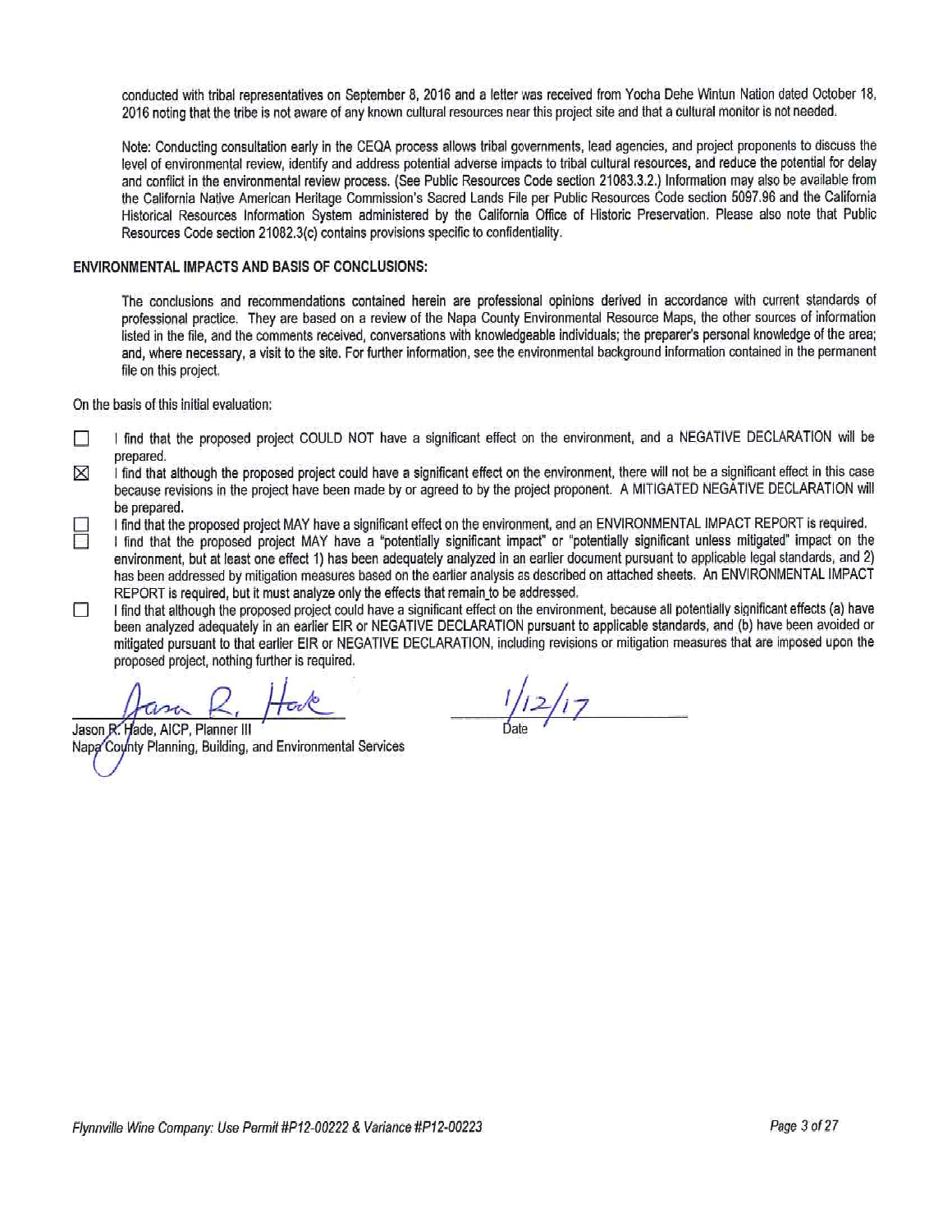conducted with tribal representatives on September 8, 2016 and a letter was received from Yocha Dehe Wintun Nation dated October 18, 2016 noting that the tribe is not aware of any known cultural resources near this project site and that a cultural monitor is not needed.

Note: Conducting consultation early in the CEQA process allows tribal governments, lead agencies, and project proponents to discuss the level of environmental review, identify and address potential adverse impacts to tribal cultural resources, and reduce the potential for delay and conflict in the environmental review process. (See Public Resources Code section 21083.3.2.) Information may also be available from the California Native American Heritage Commission's Sacred Lands File per Public Resources Code section 5097.96 and the California Historical Resources Information System administered by the California Office of Historic Preservation. Please also note that Public Resources Code section 21082.3(c) contains provisions specific to confidentiality.

**ENVIRONMENTAL IMPACTS AND BASIS OF CONCLUSIONS:**

The conclusions and recommendations contained herein are professional opinions derived in accordance with current standards of professional practice. They are based on a review of the Napa County Environmental Resource Maps, the other sources of information listed in the file, and the comments received, conversations with knowledgeable individuals; the preparer's personal knowledge of the area; and, where necessary, a visit to the site. For further information, see the environmental background information contained in the permanent file on this project.

On the basis of this initial evaluation:

- ☐ I find that the proposed project COULD NOT have a significant effect on the environment, and a NEGATIVE DECLARATION will be prepared.
- ☒ I find that although the proposed project could have a significant effect on the environment, there will not be a significant effect in this case because revisions in the project have been made by or agreed to by the project proponent. A MITIGATED NEGATIVE DECLARATION will be prepared.
- ☐ I find that the proposed project MAY have a significant effect on the environment, and an ENVIRONMENTAL IMPACT REPORT is required.
- ☐ I find that the proposed project MAY have a "potentially significant impact" or "potentially significant unless mitigated" impact on the environment, but at least one effect 1) has been adequately analyzed in an earlier document pursuant to applicable legal standards, and 2) has been addressed by mitigation measures based on the earlier analysis as described on attached sheets. An ENVIRONMENTAL IMPACT REPORT is required, but it must analyze only the effects that remain to be addressed.
- ☐ I find that although the proposed project could have a significant effect on the environment, because all potentially significant effects (a) have been analyzed adequately in an earlier EIR or NEGATIVE DECLARATION pursuant to applicable standards, and (b) have been avoided or mitigated pursuant to that earlier EIR or NEGATIVE DECLARATION, including revisions or mitigation measures that are imposed upon the proposed project, nothing further is required.

Jason R. Hade (signature)
Jason R. Hade, AICP, Planner III
Napa County Planning, Building, and Environmental Services

1/12/17
Date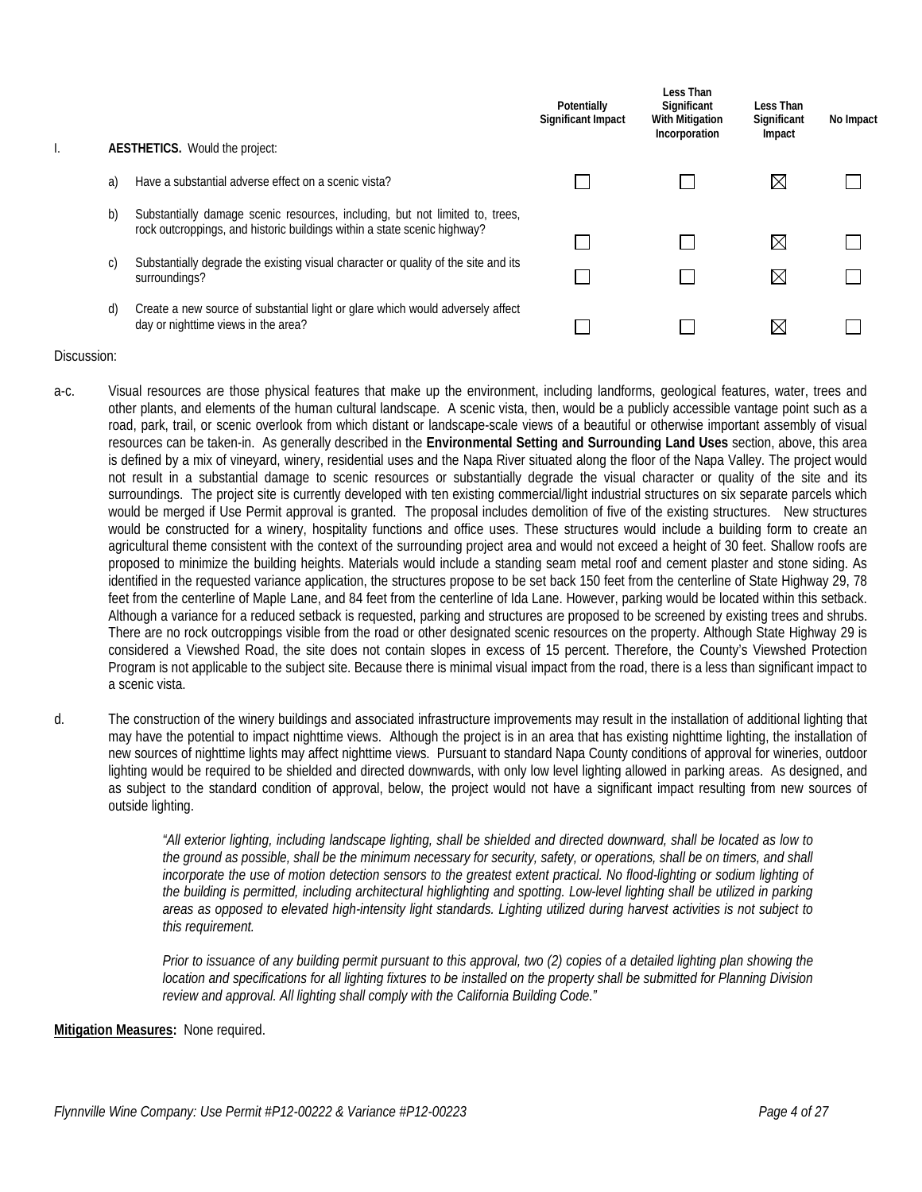| | | Potentially Significant Impact | Less Than Significant With Mitigation Incorporation | Less Than Significant Impact | No Impact |
|---|---|---|---|---|---|
| I. | **AESTHETICS.** Would the project: | | | | |
| a) | Have a substantial adverse effect on a scenic vista? | ☐ | ☐ | ☒ | ☐ |
| b) | Substantially damage scenic resources, including, but not limited to, trees, rock outcroppings, and historic buildings within a state scenic highway? | ☐ | ☐ | ☒ | ☐ |
| c) | Substantially degrade the existing visual character or quality of the site and its surroundings? | ☐ | ☐ | ☒ | ☐ |
| d) | Create a new source of substantial light or glare which would adversely affect day or nighttime views in the area? | ☐ | ☐ | ☒ | ☐ |

Discussion:

a-c. Visual resources are those physical features that make up the environment, including landforms, geological features, water, trees and other plants, and elements of the human cultural landscape. A scenic vista, then, would be a publicly accessible vantage point such as a road, park, trail, or scenic overlook from which distant or landscape-scale views of a beautiful or otherwise important assembly of visual resources can be taken-in. As generally described in the **Environmental Setting and Surrounding Land Uses** section, above, this area is defined by a mix of vineyard, winery, residential uses and the Napa River situated along the floor of the Napa Valley. The project would not result in a substantial damage to scenic resources or substantially degrade the visual character or quality of the site and its surroundings. The project site is currently developed with ten existing commercial/light industrial structures on six separate parcels which would be merged if Use Permit approval is granted. The proposal includes demolition of five of the existing structures. New structures would be constructed for a winery, hospitality functions and office uses. These structures would include a building form to create an agricultural theme consistent with the context of the surrounding project area and would not exceed a height of 30 feet. Shallow roofs are proposed to minimize the building heights. Materials would include a standing seam metal roof and cement plaster and stone siding. As identified in the requested variance application, the structures propose to be set back 150 feet from the centerline of State Highway 29, 78 feet from the centerline of Maple Lane, and 84 feet from the centerline of Ida Lane. However, parking would be located within this setback. Although a variance for a reduced setback is requested, parking and structures are proposed to be screened by existing trees and shrubs. There are no rock outcroppings visible from the road or other designated scenic resources on the property. Although State Highway 29 is considered a Viewshed Road, the site does not contain slopes in excess of 15 percent. Therefore, the County's Viewshed Protection Program is not applicable to the subject site. Because there is minimal visual impact from the road, there is a less than significant impact to a scenic vista.

d. The construction of the winery buildings and associated infrastructure improvements may result in the installation of additional lighting that may have the potential to impact nighttime views. Although the project is in an area that has existing nighttime lighting, the installation of new sources of nighttime lights may affect nighttime views. Pursuant to standard Napa County conditions of approval for wineries, outdoor lighting would be required to be shielded and directed downwards, with only low level lighting allowed in parking areas. As designed, and as subject to the standard condition of approval, below, the project would not have a significant impact resulting from new sources of outside lighting.

> *"All exterior lighting, including landscape lighting, shall be shielded and directed downward, shall be located as low to the ground as possible, shall be the minimum necessary for security, safety, or operations, shall be on timers, and shall incorporate the use of motion detection sensors to the greatest extent practical. No flood-lighting or sodium lighting of the building is permitted, including architectural highlighting and spotting. Low-level lighting shall be utilized in parking areas as opposed to elevated high-intensity light standards. Lighting utilized during harvest activities is not subject to this requirement.*
>
> *Prior to issuance of any building permit pursuant to this approval, two (2) copies of a detailed lighting plan showing the location and specifications for all lighting fixtures to be installed on the property shall be submitted for Planning Division review and approval. All lighting shall comply with the California Building Code."*

**Mitigation Measures:** None required.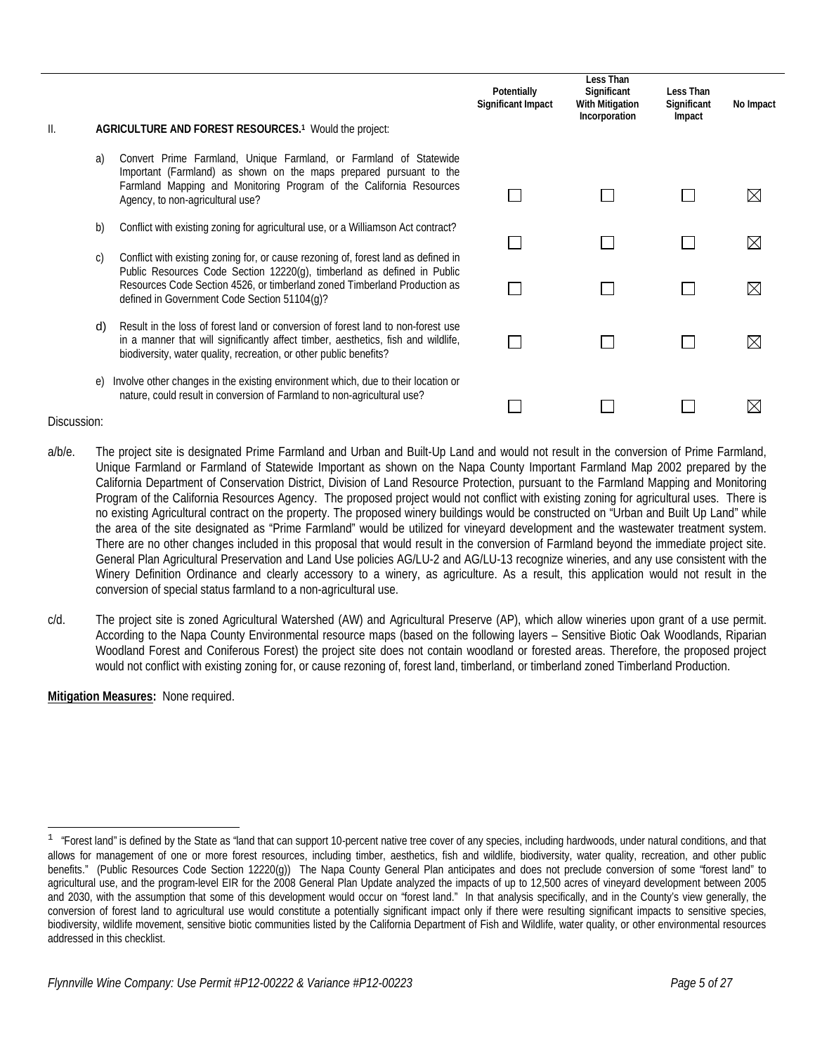| | Potentially Significant Impact | Less Than Significant With Mitigation Incorporation | Less Than Significant Impact | No Impact |
|---|---|---|---|---|
| **II. AGRICULTURE AND FOREST RESOURCES.**[1] Would the project: | | | | |
| a) Convert Prime Farmland, Unique Farmland, or Farmland of Statewide Important (Farmland) as shown on the maps prepared pursuant to the Farmland Mapping and Monitoring Program of the California Resources Agency, to non-agricultural use? | ☐ | ☐ | ☐ | ☒ |
| b) Conflict with existing zoning for agricultural use, or a Williamson Act contract? | ☐ | ☐ | ☐ | ☒ |
| c) Conflict with existing zoning for, or cause rezoning of, forest land as defined in Public Resources Code Section 12220(g), timberland as defined in Public Resources Code Section 4526, or timberland zoned Timberland Production as defined in Government Code Section 51104(g)? | ☐ | ☐ | ☐ | ☒ |
| d) Result in the loss of forest land or conversion of forest land to non-forest use in a manner that will significantly affect timber, aesthetics, fish and wildlife, biodiversity, water quality, recreation, or other public benefits? | ☐ | ☐ | ☐ | ☒ |
| e) Involve other changes in the existing environment which, due to their location or nature, could result in conversion of Farmland to non-agricultural use? | ☐ | ☐ | ☐ | ☒ |

Discussion:

a/b/e. The project site is designated Prime Farmland and Urban and Built-Up Land and would not result in the conversion of Prime Farmland, Unique Farmland or Farmland of Statewide Important as shown on the Napa County Important Farmland Map 2002 prepared by the California Department of Conservation District, Division of Land Resource Protection, pursuant to the Farmland Mapping and Monitoring Program of the California Resources Agency. The proposed project would not conflict with existing zoning for agricultural uses. There is no existing Agricultural contract on the property. The proposed winery buildings would be constructed on "Urban and Built Up Land" while the area of the site designated as "Prime Farmland" would be utilized for vineyard development and the wastewater treatment system. There are no other changes included in this proposal that would result in the conversion of Farmland beyond the immediate project site. General Plan Agricultural Preservation and Land Use policies AG/LU-2 and AG/LU-13 recognize wineries, and any use consistent with the Winery Definition Ordinance and clearly accessory to a winery, as agriculture. As a result, this application would not result in the conversion of special status farmland to a non-agricultural use.

c/d. The project site is zoned Agricultural Watershed (AW) and Agricultural Preserve (AP), which allow wineries upon grant of a use permit. According to the Napa County Environmental resource maps (based on the following layers – Sensitive Biotic Oak Woodlands, Riparian Woodland Forest and Coniferous Forest) the project site does not contain woodland or forested areas. Therefore, the proposed project would not conflict with existing zoning for, or cause rezoning of, forest land, timberland, or timberland zoned Timberland Production.

**Mitigation Measures:** None required.

[1] "Forest land" is defined by the State as "land that can support 10-percent native tree cover of any species, including hardwoods, under natural conditions, and that allows for management of one or more forest resources, including timber, aesthetics, fish and wildlife, biodiversity, water quality, recreation, and other public benefits." (Public Resources Code Section 12220(g)) The Napa County General Plan anticipates and does not preclude conversion of some "forest land" to agricultural use, and the program-level EIR for the 2008 General Plan Update analyzed the impacts of up to 12,500 acres of vineyard development between 2005 and 2030, with the assumption that some of this development would occur on "forest land." In that analysis specifically, and in the County's view generally, the conversion of forest land to agricultural use would constitute a potentially significant impact only if there were resulting significant impacts to sensitive species, biodiversity, wildlife movement, sensitive biotic communities listed by the California Department of Fish and Wildlife, water quality, or other environmental resources addressed in this checklist.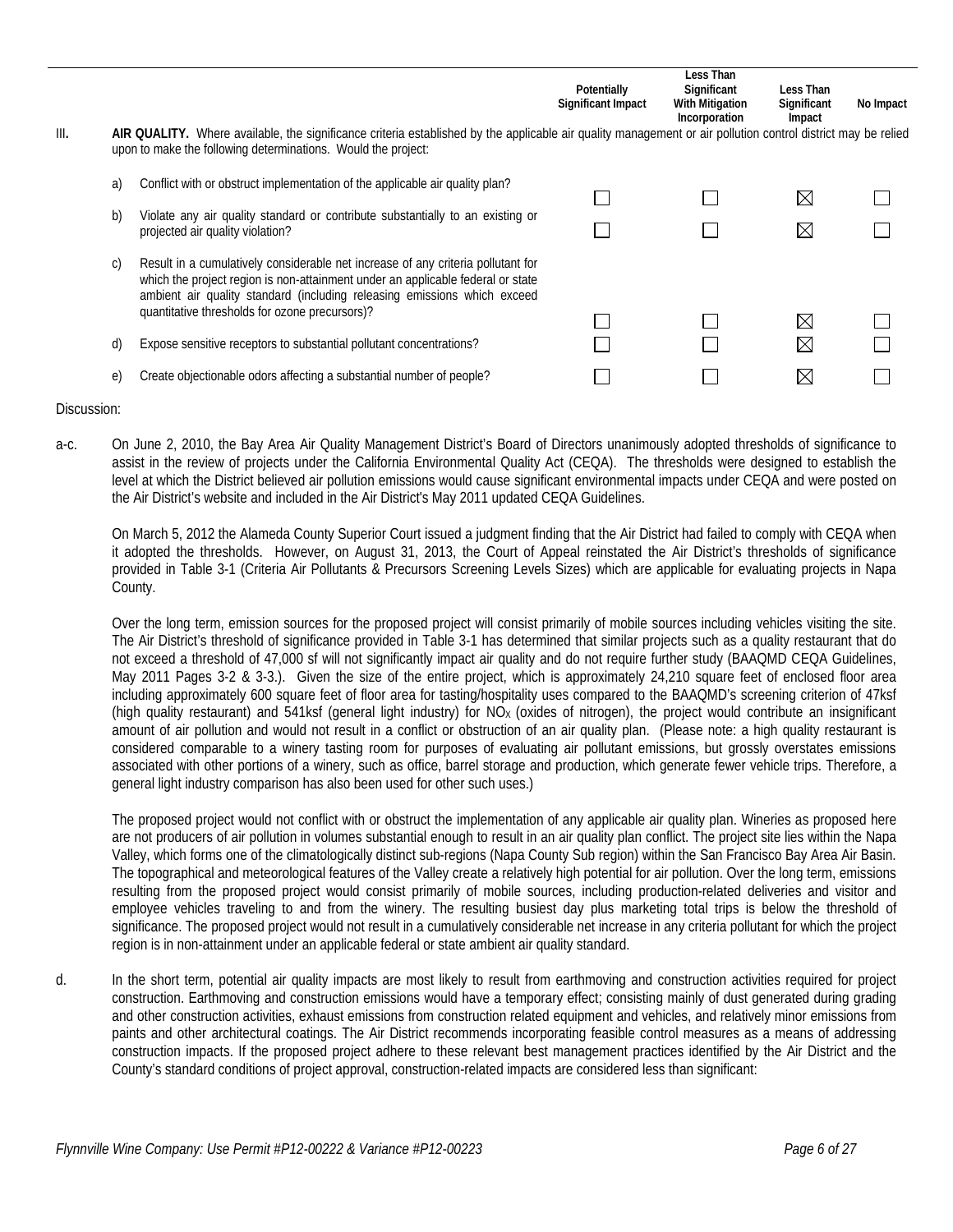| | | Potentially Significant Impact | Less Than Significant With Mitigation Incorporation | Less Than Significant Impact | No Impact |
|---|---|---|---|---|---|
| III. | **AIR QUALITY.** Where available, the significance criteria established by the applicable air quality management or air pollution control district may be relied upon to make the following determinations. Would the project: | | | | |
| a) | Conflict with or obstruct implementation of the applicable air quality plan? | ☐ | ☐ | ☒ | ☐ |
| b) | Violate any air quality standard or contribute substantially to an existing or projected air quality violation? | ☐ | ☐ | ☒ | ☐ |
| c) | Result in a cumulatively considerable net increase of any criteria pollutant for which the project region is non-attainment under an applicable federal or state ambient air quality standard (including releasing emissions which exceed quantitative thresholds for ozone precursors)? | ☐ | ☐ | ☒ | ☐ |
| d) | Expose sensitive receptors to substantial pollutant concentrations? | ☐ | ☐ | ☒ | ☐ |
| e) | Create objectionable odors affecting a substantial number of people? | ☐ | ☐ | ☒ | ☐ |

Discussion:

a-c. On June 2, 2010, the Bay Area Air Quality Management District's Board of Directors unanimously adopted thresholds of significance to assist in the review of projects under the California Environmental Quality Act (CEQA). The thresholds were designed to establish the level at which the District believed air pollution emissions would cause significant environmental impacts under CEQA and were posted on the Air District's website and included in the Air District's May 2011 updated CEQA Guidelines.

On March 5, 2012 the Alameda County Superior Court issued a judgment finding that the Air District had failed to comply with CEQA when it adopted the thresholds. However, on August 31, 2013, the Court of Appeal reinstated the Air District's thresholds of significance provided in Table 3-1 (Criteria Air Pollutants & Precursors Screening Levels Sizes) which are applicable for evaluating projects in Napa County.

Over the long term, emission sources for the proposed project will consist primarily of mobile sources including vehicles visiting the site. The Air District's threshold of significance provided in Table 3-1 has determined that similar projects such as a quality restaurant that do not exceed a threshold of 47,000 sf will not significantly impact air quality and do not require further study (BAAQMD CEQA Guidelines, May 2011 Pages 3-2 & 3-3.). Given the size of the entire project, which is approximately 24,210 square feet of enclosed floor area including approximately 600 square feet of floor area for tasting/hospitality uses compared to the BAAQMD's screening criterion of 47ksf (high quality restaurant) and 541ksf (general light industry) for $NO_X$ (oxides of nitrogen), the project would contribute an insignificant amount of air pollution and would not result in a conflict or obstruction of an air quality plan. (Please note: a high quality restaurant is considered comparable to a winery tasting room for purposes of evaluating air pollutant emissions, but grossly overstates emissions associated with other portions of a winery, such as office, barrel storage and production, which generate fewer vehicle trips. Therefore, a general light industry comparison has also been used for other such uses.)

The proposed project would not conflict with or obstruct the implementation of any applicable air quality plan. Wineries as proposed here are not producers of air pollution in volumes substantial enough to result in an air quality plan conflict. The project site lies within the Napa Valley, which forms one of the climatologically distinct sub-regions (Napa County Sub region) within the San Francisco Bay Area Air Basin. The topographical and meteorological features of the Valley create a relatively high potential for air pollution. Over the long term, emissions resulting from the proposed project would consist primarily of mobile sources, including production-related deliveries and visitor and employee vehicles traveling to and from the winery. The resulting busiest day plus marketing total trips is below the threshold of significance. The proposed project would not result in a cumulatively considerable net increase in any criteria pollutant for which the project region is in non-attainment under an applicable federal or state ambient air quality standard.

d. In the short term, potential air quality impacts are most likely to result from earthmoving and construction activities required for project construction. Earthmoving and construction emissions would have a temporary effect; consisting mainly of dust generated during grading and other construction activities, exhaust emissions from construction related equipment and vehicles, and relatively minor emissions from paints and other architectural coatings. The Air District recommends incorporating feasible control measures as a means of addressing construction impacts. If the proposed project adhere to these relevant best management practices identified by the Air District and the County's standard conditions of project approval, construction-related impacts are considered less than significant: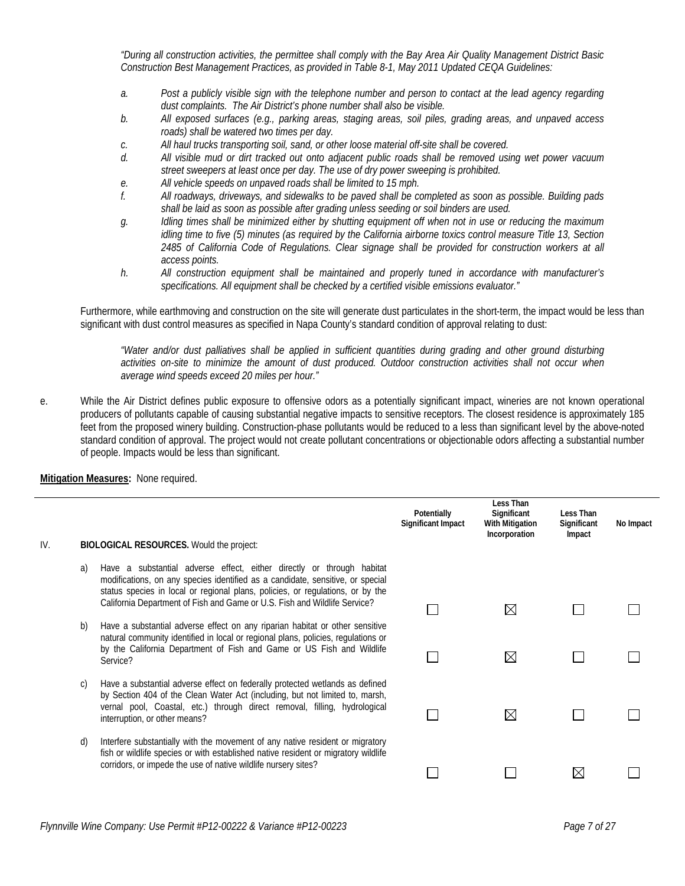*"During all construction activities, the permittee shall comply with the Bay Area Air Quality Management District Basic Construction Best Management Practices, as provided in Table 8-1, May 2011 Updated CEQA Guidelines:*

- *a. Post a publicly visible sign with the telephone number and person to contact at the lead agency regarding dust complaints. The Air District's phone number shall also be visible.*
- *b. All exposed surfaces (e.g., parking areas, staging areas, soil piles, grading areas, and unpaved access roads) shall be watered two times per day.*
- *c. All haul trucks transporting soil, sand, or other loose material off-site shall be covered.*
- *d. All visible mud or dirt tracked out onto adjacent public roads shall be removed using wet power vacuum street sweepers at least once per day. The use of dry power sweeping is prohibited.*
- *e. All vehicle speeds on unpaved roads shall be limited to 15 mph.*
- *f. All roadways, driveways, and sidewalks to be paved shall be completed as soon as possible. Building pads shall be laid as soon as possible after grading unless seeding or soil binders are used.*
- *g. Idling times shall be minimized either by shutting equipment off when not in use or reducing the maximum idling time to five (5) minutes (as required by the California airborne toxics control measure Title 13, Section 2485 of California Code of Regulations. Clear signage shall be provided for construction workers at all access points.*
- *h. All construction equipment shall be maintained and properly tuned in accordance with manufacturer's specifications. All equipment shall be checked by a certified visible emissions evaluator."*

Furthermore, while earthmoving and construction on the site will generate dust particulates in the short-term, the impact would be less than significant with dust control measures as specified in Napa County's standard condition of approval relating to dust:

*"Water and/or dust palliatives shall be applied in sufficient quantities during grading and other ground disturbing activities on-site to minimize the amount of dust produced. Outdoor construction activities shall not occur when average wind speeds exceed 20 miles per hour."*

e. While the Air District defines public exposure to offensive odors as a potentially significant impact, wineries are not known operational producers of pollutants capable of causing substantial negative impacts to sensitive receptors. The closest residence is approximately 185 feet from the proposed winery building. Construction-phase pollutants would be reduced to a less than significant level by the above-noted standard condition of approval. The project would not create pollutant concentrations or objectionable odors affecting a substantial number of people. Impacts would be less than significant.

**Mitigation Measures:** None required.

| IV. **BIOLOGICAL RESOURCES.** Would the project: | Potentially Significant Impact | Less Than Significant With Mitigation Incorporation | Less Than Significant Impact | No Impact |
|---|---|---|---|---|
| a) Have a substantial adverse effect, either directly or through habitat modifications, on any species identified as a candidate, sensitive, or special status species in local or regional plans, policies, or regulations, or by the California Department of Fish and Game or U.S. Fish and Wildlife Service? | ☐ | ☒ | ☐ | ☐ |
| b) Have a substantial adverse effect on any riparian habitat or other sensitive natural community identified in local or regional plans, policies, regulations or by the California Department of Fish and Game or US Fish and Wildlife Service? | ☐ | ☒ | ☐ | ☐ |
| c) Have a substantial adverse effect on federally protected wetlands as defined by Section 404 of the Clean Water Act (including, but not limited to, marsh, vernal pool, Coastal, etc.) through direct removal, filling, hydrological interruption, or other means? | ☐ | ☒ | ☐ | ☐ |
| d) Interfere substantially with the movement of any native resident or migratory fish or wildlife species or with established native resident or migratory wildlife corridors, or impede the use of native wildlife nursery sites? | ☐ | ☐ | ☒ | ☐ |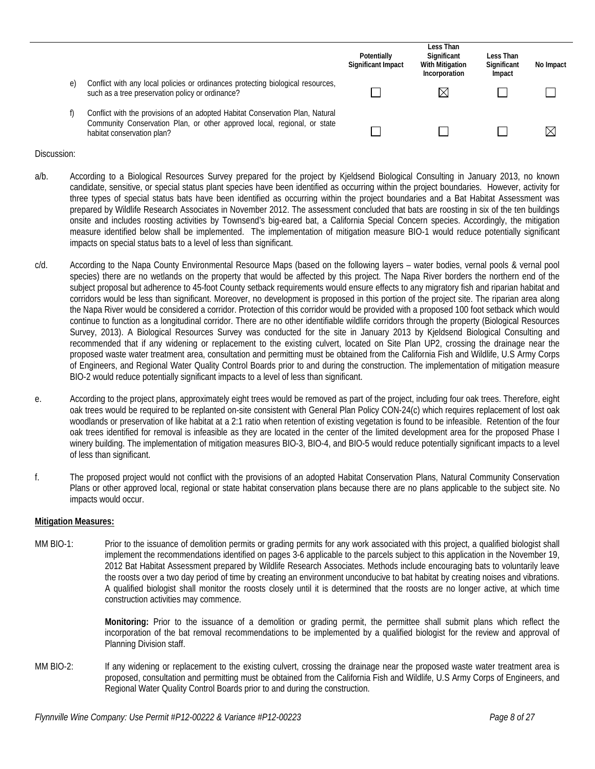| | | Potentially Significant Impact | Less Than Significant With Mitigation Incorporation | Less Than Significant Impact | No Impact |
|---|---|---|---|---|---|
| e) | Conflict with any local policies or ordinances protecting biological resources, such as a tree preservation policy or ordinance? | ☐ | ☒ | ☐ | ☐ |
| f) | Conflict with the provisions of an adopted Habitat Conservation Plan, Natural Community Conservation Plan, or other approved local, regional, or state habitat conservation plan? | ☐ | ☐ | ☐ | ☒ |

Discussion:

a/b. According to a Biological Resources Survey prepared for the project by Kjeldsend Biological Consulting in January 2013, no known candidate, sensitive, or special status plant species have been identified as occurring within the project boundaries. However, activity for three types of special status bats have been identified as occurring within the project boundaries and a Bat Habitat Assessment was prepared by Wildlife Research Associates in November 2012. The assessment concluded that bats are roosting in six of the ten buildings onsite and includes roosting activities by Townsend's big-eared bat, a California Special Concern species. Accordingly, the mitigation measure identified below shall be implemented. The implementation of mitigation measure BIO-1 would reduce potentially significant impacts on special status bats to a level of less than significant.

c/d. According to the Napa County Environmental Resource Maps (based on the following layers – water bodies, vernal pools & vernal pool species) there are no wetlands on the property that would be affected by this project. The Napa River borders the northern end of the subject proposal but adherence to 45-foot County setback requirements would ensure effects to any migratory fish and riparian habitat and corridors would be less than significant. Moreover, no development is proposed in this portion of the project site. The riparian area along the Napa River would be considered a corridor. Protection of this corridor would be provided with a proposed 100 foot setback which would continue to function as a longitudinal corridor. There are no other identifiable wildlife corridors through the property (Biological Resources Survey, 2013). A Biological Resources Survey was conducted for the site in January 2013 by Kjeldsend Biological Consulting and recommended that if any widening or replacement to the existing culvert, located on Site Plan UP2, crossing the drainage near the proposed waste water treatment area, consultation and permitting must be obtained from the California Fish and Wildlife, U.S Army Corps of Engineers, and Regional Water Quality Control Boards prior to and during the construction. The implementation of mitigation measure BIO-2 would reduce potentially significant impacts to a level of less than significant.

e. According to the project plans, approximately eight trees would be removed as part of the project, including four oak trees. Therefore, eight oak trees would be required to be replanted on-site consistent with General Plan Policy CON-24(c) which requires replacement of lost oak woodlands or preservation of like habitat at a 2:1 ratio when retention of existing vegetation is found to be infeasible. Retention of the four oak trees identified for removal is infeasible as they are located in the center of the limited development area for the proposed Phase I winery building. The implementation of mitigation measures BIO-3, BIO-4, and BIO-5 would reduce potentially significant impacts to a level of less than significant.

f. The proposed project would not conflict with the provisions of an adopted Habitat Conservation Plans, Natural Community Conservation Plans or other approved local, regional or state habitat conservation plans because there are no plans applicable to the subject site. No impacts would occur.

**Mitigation Measures:**

MM BIO-1: Prior to the issuance of demolition permits or grading permits for any work associated with this project, a qualified biologist shall implement the recommendations identified on pages 3-6 applicable to the parcels subject to this application in the November 19, 2012 Bat Habitat Assessment prepared by Wildlife Research Associates. Methods include encouraging bats to voluntarily leave the roosts over a two day period of time by creating an environment unconducive to bat habitat by creating noises and vibrations. A qualified biologist shall monitor the roosts closely until it is determined that the roosts are no longer active, at which time construction activities may commence.

**Monitoring:** Prior to the issuance of a demolition or grading permit, the permittee shall submit plans which reflect the incorporation of the bat removal recommendations to be implemented by a qualified biologist for the review and approval of Planning Division staff.

MM BIO-2: If any widening or replacement to the existing culvert, crossing the drainage near the proposed waste water treatment area is proposed, consultation and permitting must be obtained from the California Fish and Wildlife, U.S Army Corps of Engineers, and Regional Water Quality Control Boards prior to and during the construction.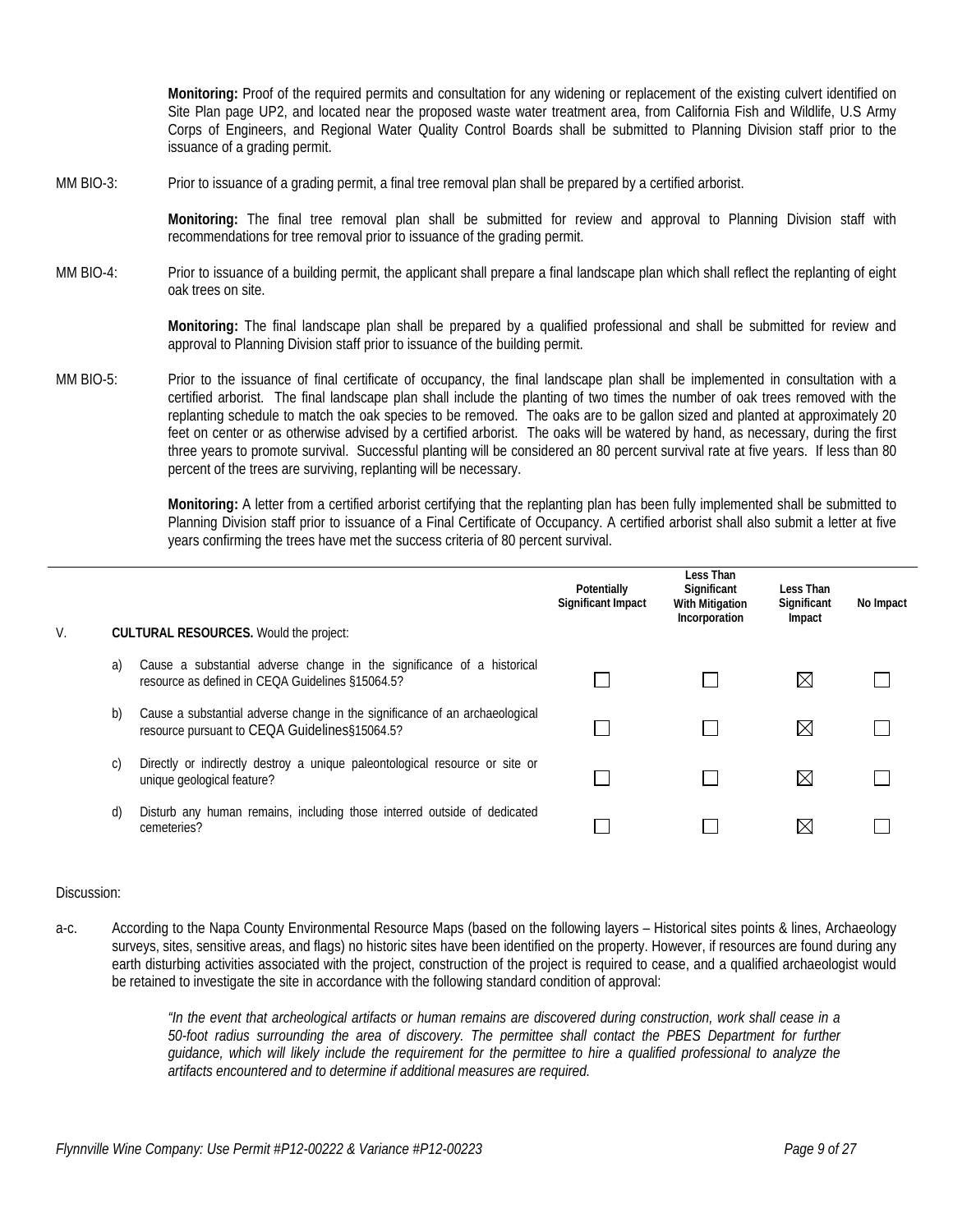**Monitoring:** Proof of the required permits and consultation for any widening or replacement of the existing culvert identified on Site Plan page UP2, and located near the proposed waste water treatment area, from California Fish and Wildlife, U.S Army Corps of Engineers, and Regional Water Quality Control Boards shall be submitted to Planning Division staff prior to the issuance of a grading permit.

MM BIO-3: Prior to issuance of a grading permit, a final tree removal plan shall be prepared by a certified arborist.

**Monitoring:** The final tree removal plan shall be submitted for review and approval to Planning Division staff with recommendations for tree removal prior to issuance of the grading permit.

MM BIO-4: Prior to issuance of a building permit, the applicant shall prepare a final landscape plan which shall reflect the replanting of eight oak trees on site.

**Monitoring:** The final landscape plan shall be prepared by a qualified professional and shall be submitted for review and approval to Planning Division staff prior to issuance of the building permit.

MM BIO-5: Prior to the issuance of final certificate of occupancy, the final landscape plan shall be implemented in consultation with a certified arborist. The final landscape plan shall include the planting of two times the number of oak trees removed with the replanting schedule to match the oak species to be removed. The oaks are to be gallon sized and planted at approximately 20 feet on center or as otherwise advised by a certified arborist. The oaks will be watered by hand, as necessary, during the first three years to promote survival. Successful planting will be considered an 80 percent survival rate at five years. If less than 80 percent of the trees are surviving, replanting will be necessary.

**Monitoring:** A letter from a certified arborist certifying that the replanting plan has been fully implemented shall be submitted to Planning Division staff prior to issuance of a Final Certificate of Occupancy. A certified arborist shall also submit a letter at five years confirming the trees have met the success criteria of 80 percent survival.

| | | Potentially Significant Impact | Less Than Significant With Mitigation Incorporation | Less Than Significant Impact | No Impact |
|---|---|---|---|---|---|
| V. | **CULTURAL RESOURCES.** Would the project: | | | | |
| a) | Cause a substantial adverse change in the significance of a historical resource as defined in CEQA Guidelines §15064.5? | ☐ | ☐ | ☒ | ☐ |
| b) | Cause a substantial adverse change in the significance of an archaeological resource pursuant to CEQA Guidelines§15064.5? | ☐ | ☐ | ☒ | ☐ |
| c) | Directly or indirectly destroy a unique paleontological resource or site or unique geological feature? | ☐ | ☐ | ☒ | ☐ |
| d) | Disturb any human remains, including those interred outside of dedicated cemeteries? | ☐ | ☐ | ☒ | ☐ |

Discussion:

a-c. According to the Napa County Environmental Resource Maps (based on the following layers – Historical sites points & lines, Archaeology surveys, sites, sensitive areas, and flags) no historic sites have been identified on the property. However, if resources are found during any earth disturbing activities associated with the project, construction of the project is required to cease, and a qualified archaeologist would be retained to investigate the site in accordance with the following standard condition of approval:

> *"In the event that archeological artifacts or human remains are discovered during construction, work shall cease in a 50-foot radius surrounding the area of discovery. The permittee shall contact the PBES Department for further guidance, which will likely include the requirement for the permittee to hire a qualified professional to analyze the artifacts encountered and to determine if additional measures are required.*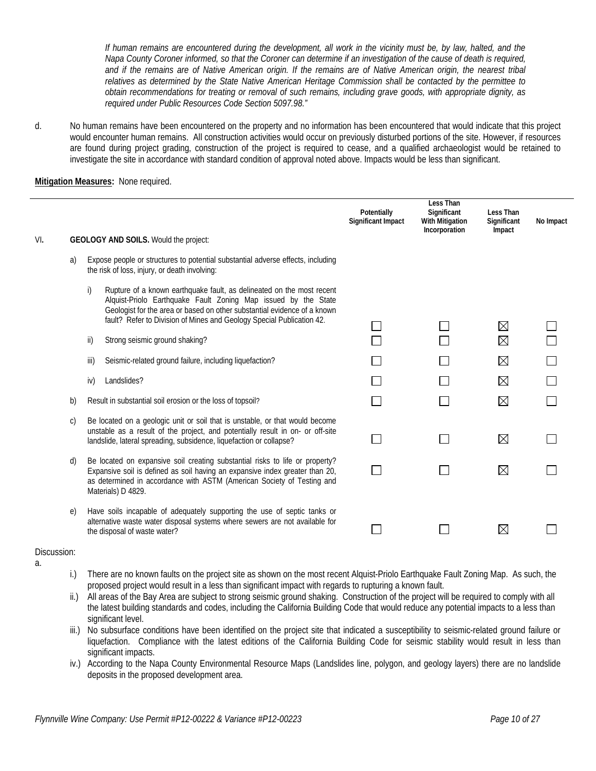*If human remains are encountered during the development, all work in the vicinity must be, by law, halted, and the Napa County Coroner informed, so that the Coroner can determine if an investigation of the cause of death is required, and if the remains are of Native American origin. If the remains are of Native American origin, the nearest tribal relatives as determined by the State Native American Heritage Commission shall be contacted by the permittee to obtain recommendations for treating or removal of such remains, including grave goods, with appropriate dignity, as required under Public Resources Code Section 5097.98."*

d. No human remains have been encountered on the property and no information has been encountered that would indicate that this project would encounter human remains. All construction activities would occur on previously disturbed portions of the site. However, if resources are found during project grading, construction of the project is required to cease, and a qualified archaeologist would be retained to investigate the site in accordance with standard condition of approval noted above. Impacts would be less than significant.

**Mitigation Measures:** None required.

| | Potentially Significant Impact | Less Than Significant With Mitigation Incorporation | Less Than Significant Impact | No Impact |
|---|---|---|---|---|
| VI. **GEOLOGY AND SOILS.** Would the project: | | | | |
| a) Expose people or structures to potential substantial adverse effects, including the risk of loss, injury, or death involving: | | | | |
| i) Rupture of a known earthquake fault, as delineated on the most recent Alquist-Priolo Earthquake Fault Zoning Map issued by the State Geologist for the area or based on other substantial evidence of a known fault? Refer to Division of Mines and Geology Special Publication 42. | ☐ | ☐ | ☒ | ☐ |
| ii) Strong seismic ground shaking? | ☐ | ☐ | ☒ | ☐ |
| iii) Seismic-related ground failure, including liquefaction? | ☐ | ☐ | ☒ | ☐ |
| iv) Landslides? | ☐ | ☐ | ☒ | ☐ |
| b) Result in substantial soil erosion or the loss of topsoil? | ☐ | ☐ | ☒ | ☐ |
| c) Be located on a geologic unit or soil that is unstable, or that would become unstable as a result of the project, and potentially result in on- or off-site landslide, lateral spreading, subsidence, liquefaction or collapse? | ☐ | ☐ | ☒ | ☐ |
| d) Be located on expansive soil creating substantial risks to life or property? Expansive soil is defined as soil having an expansive index greater than 20, as determined in accordance with ASTM (American Society of Testing and Materials) D 4829. | ☐ | ☐ | ☒ | ☐ |
| e) Have soils incapable of adequately supporting the use of septic tanks or alternative waste water disposal systems where sewers are not available for the disposal of waste water? | ☐ | ☐ | ☒ | ☐ |

Discussion:

a.

- i.) There are no known faults on the project site as shown on the most recent Alquist-Priolo Earthquake Fault Zoning Map. As such, the proposed project would result in a less than significant impact with regards to rupturing a known fault.
- ii.) All areas of the Bay Area are subject to strong seismic ground shaking. Construction of the project will be required to comply with all the latest building standards and codes, including the California Building Code that would reduce any potential impacts to a less than significant level.
- iii.) No subsurface conditions have been identified on the project site that indicated a susceptibility to seismic-related ground failure or liquefaction. Compliance with the latest editions of the California Building Code for seismic stability would result in less than significant impacts.
- iv.) According to the Napa County Environmental Resource Maps (Landslides line, polygon, and geology layers) there are no landslide deposits in the proposed development area.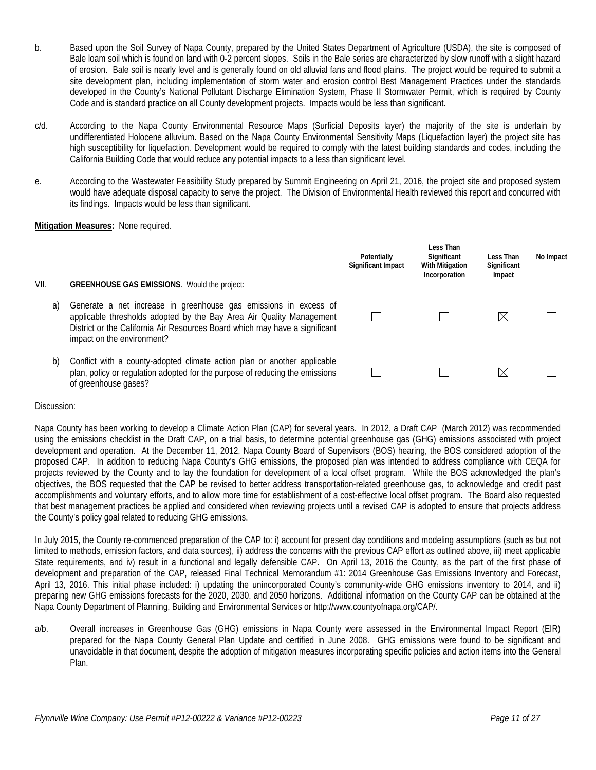b. Based upon the Soil Survey of Napa County, prepared by the United States Department of Agriculture (USDA), the site is composed of Bale loam soil which is found on land with 0-2 percent slopes. Soils in the Bale series are characterized by slow runoff with a slight hazard of erosion. Bale soil is nearly level and is generally found on old alluvial fans and flood plains. The project would be required to submit a site development plan, including implementation of storm water and erosion control Best Management Practices under the standards developed in the County's National Pollutant Discharge Elimination System, Phase II Stormwater Permit, which is required by County Code and is standard practice on all County development projects. Impacts would be less than significant.

c/d. According to the Napa County Environmental Resource Maps (Surficial Deposits layer) the majority of the site is underlain by undifferentiated Holocene alluvium. Based on the Napa County Environmental Sensitivity Maps (Liquefaction layer) the project site has high susceptibility for liquefaction. Development would be required to comply with the latest building standards and codes, including the California Building Code that would reduce any potential impacts to a less than significant level.

e. According to the Wastewater Feasibility Study prepared by Summit Engineering on April 21, 2016, the project site and proposed system would have adequate disposal capacity to serve the project. The Division of Environmental Health reviewed this report and concurred with its findings. Impacts would be less than significant.

**Mitigation Measures:** None required.

| | | Potentially Significant Impact | Less Than Significant With Mitigation Incorporation | Less Than Significant Impact | No Impact |
|---|---|---|---|---|---|
| VII. | **GREENHOUSE GAS EMISSIONS**. Would the project: | | | | |
| a) | Generate a net increase in greenhouse gas emissions in excess of applicable thresholds adopted by the Bay Area Air Quality Management District or the California Air Resources Board which may have a significant impact on the environment? | ☐ | ☐ | ☒ | ☐ |
| b) | Conflict with a county-adopted climate action plan or another applicable plan, policy or regulation adopted for the purpose of reducing the emissions of greenhouse gases? | ☐ | ☐ | ☒ | ☐ |

Discussion:

Napa County has been working to develop a Climate Action Plan (CAP) for several years. In 2012, a Draft CAP (March 2012) was recommended using the emissions checklist in the Draft CAP, on a trial basis, to determine potential greenhouse gas (GHG) emissions associated with project development and operation. At the December 11, 2012, Napa County Board of Supervisors (BOS) hearing, the BOS considered adoption of the proposed CAP. In addition to reducing Napa County's GHG emissions, the proposed plan was intended to address compliance with CEQA for projects reviewed by the County and to lay the foundation for development of a local offset program. While the BOS acknowledged the plan's objectives, the BOS requested that the CAP be revised to better address transportation-related greenhouse gas, to acknowledge and credit past accomplishments and voluntary efforts, and to allow more time for establishment of a cost-effective local offset program. The Board also requested that best management practices be applied and considered when reviewing projects until a revised CAP is adopted to ensure that projects address the County's policy goal related to reducing GHG emissions.

In July 2015, the County re-commenced preparation of the CAP to: i) account for present day conditions and modeling assumptions (such as but not limited to methods, emission factors, and data sources), ii) address the concerns with the previous CAP effort as outlined above, iii) meet applicable State requirements, and iv) result in a functional and legally defensible CAP. On April 13, 2016 the County, as the part of the first phase of development and preparation of the CAP, released Final Technical Memorandum #1: 2014 Greenhouse Gas Emissions Inventory and Forecast, April 13, 2016. This initial phase included: i) updating the unincorporated County's community-wide GHG emissions inventory to 2014, and ii) preparing new GHG emissions forecasts for the 2020, 2030, and 2050 horizons. Additional information on the County CAP can be obtained at the Napa County Department of Planning, Building and Environmental Services or http://www.countyofnapa.org/CAP/.

a/b. Overall increases in Greenhouse Gas (GHG) emissions in Napa County were assessed in the Environmental Impact Report (EIR) prepared for the Napa County General Plan Update and certified in June 2008. GHG emissions were found to be significant and unavoidable in that document, despite the adoption of mitigation measures incorporating specific policies and action items into the General Plan.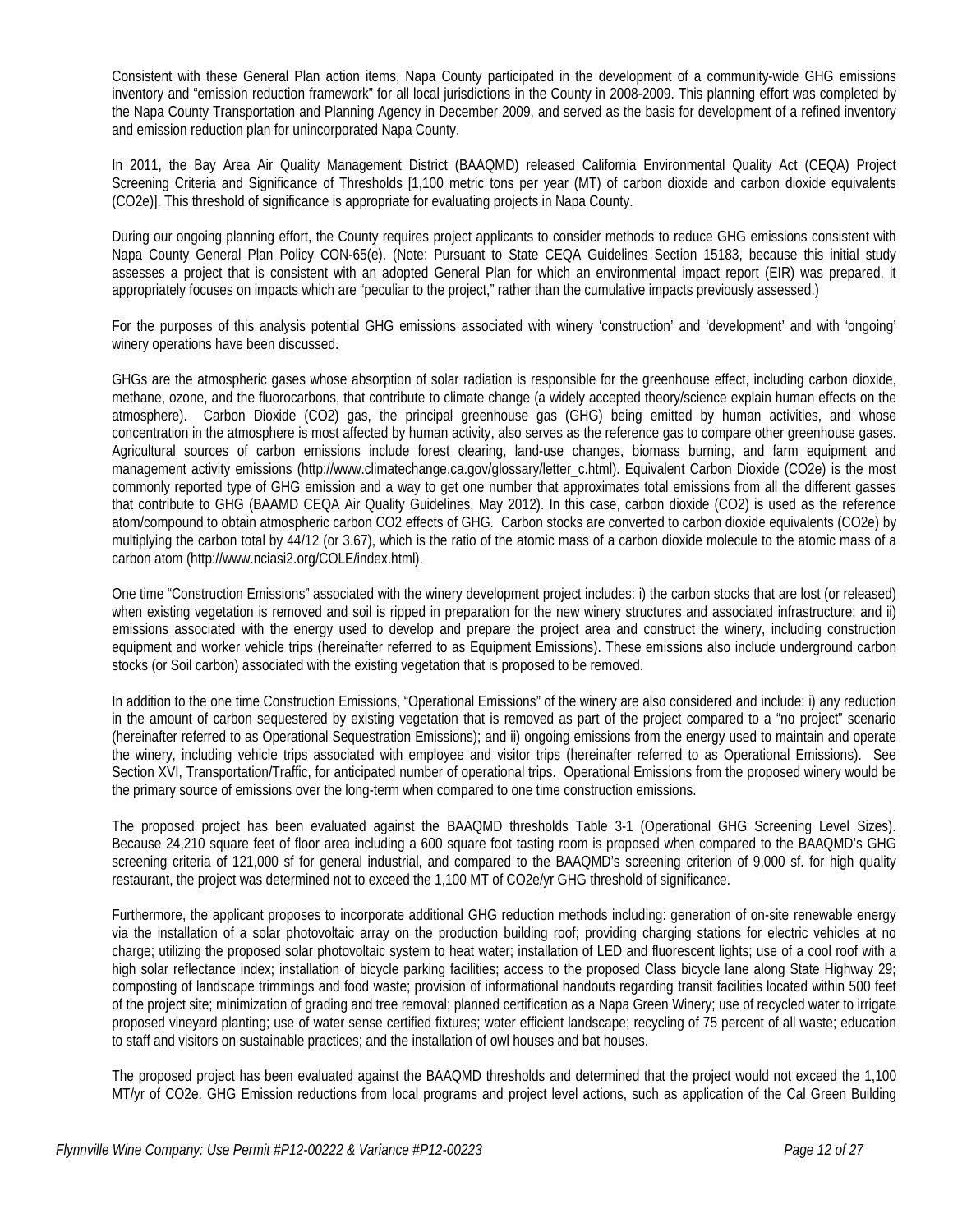Consistent with these General Plan action items, Napa County participated in the development of a community-wide GHG emissions inventory and "emission reduction framework" for all local jurisdictions in the County in 2008-2009. This planning effort was completed by the Napa County Transportation and Planning Agency in December 2009, and served as the basis for development of a refined inventory and emission reduction plan for unincorporated Napa County.

In 2011, the Bay Area Air Quality Management District (BAAQMD) released California Environmental Quality Act (CEQA) Project Screening Criteria and Significance of Thresholds [1,100 metric tons per year (MT) of carbon dioxide and carbon dioxide equivalents ($CO_2e$)]. This threshold of significance is appropriate for evaluating projects in Napa County.

During our ongoing planning effort, the County requires project applicants to consider methods to reduce GHG emissions consistent with Napa County General Plan Policy CON-65(e). (Note: Pursuant to State CEQA Guidelines Section 15183, because this initial study assesses a project that is consistent with an adopted General Plan for which an environmental impact report (EIR) was prepared, it appropriately focuses on impacts which are "peculiar to the project," rather than the cumulative impacts previously assessed.)

For the purposes of this analysis potential GHG emissions associated with winery 'construction' and 'development' and with 'ongoing' winery operations have been discussed.

GHGs are the atmospheric gases whose absorption of solar radiation is responsible for the greenhouse effect, including carbon dioxide, methane, ozone, and the fluorocarbons, that contribute to climate change (a widely accepted theory/science explain human effects on the atmosphere). Carbon Dioxide ($CO_2$) gas, the principal greenhouse gas (GHG) being emitted by human activities, and whose concentration in the atmosphere is most affected by human activity, also serves as the reference gas to compare other greenhouse gases. Agricultural sources of carbon emissions include forest clearing, land-use changes, biomass burning, and farm equipment and management activity emissions (http://www.climatechange.ca.gov/glossary/letter_c.html). Equivalent Carbon Dioxide ($CO_2e$) is the most commonly reported type of GHG emission and a way to get one number that approximates total emissions from all the different gasses that contribute to GHG (BAAMD CEQA Air Quality Guidelines, May 2012). In this case, carbon dioxide ($CO_2$) is used as the reference atom/compound to obtain atmospheric carbon $CO_2$ effects of GHG. Carbon stocks are converted to carbon dioxide equivalents ($CO_2e$) by multiplying the carbon total by 44/12 (or 3.67), which is the ratio of the atomic mass of a carbon dioxide molecule to the atomic mass of a carbon atom (http://www.nciasi2.org/COLE/index.html).

One time "Construction Emissions" associated with the winery development project includes: i) the carbon stocks that are lost (or released) when existing vegetation is removed and soil is ripped in preparation for the new winery structures and associated infrastructure; and ii) emissions associated with the energy used to develop and prepare the project area and construct the winery, including construction equipment and worker vehicle trips (hereinafter referred to as Equipment Emissions). These emissions also include underground carbon stocks (or Soil carbon) associated with the existing vegetation that is proposed to be removed.

In addition to the one time Construction Emissions, "Operational Emissions" of the winery are also considered and include: i) any reduction in the amount of carbon sequestered by existing vegetation that is removed as part of the project compared to a "no project" scenario (hereinafter referred to as Operational Sequestration Emissions); and ii) ongoing emissions from the energy used to maintain and operate the winery, including vehicle trips associated with employee and visitor trips (hereinafter referred to as Operational Emissions). See Section XVI, Transportation/Traffic, for anticipated number of operational trips. Operational Emissions from the proposed winery would be the primary source of emissions over the long-term when compared to one time construction emissions.

The proposed project has been evaluated against the BAAQMD thresholds Table 3-1 (Operational GHG Screening Level Sizes). Because 24,210 square feet of floor area including a 600 square foot tasting room is proposed when compared to the BAAQMD's GHG screening criteria of 121,000 sf for general industrial, and compared to the BAAQMD's screening criterion of 9,000 sf. for high quality restaurant, the project was determined not to exceed the 1,100 MT of $CO_2e$/yr GHG threshold of significance.

Furthermore, the applicant proposes to incorporate additional GHG reduction methods including: generation of on-site renewable energy via the installation of a solar photovoltaic array on the production building roof; providing charging stations for electric vehicles at no charge; utilizing the proposed solar photovoltaic system to heat water; installation of LED and fluorescent lights; use of a cool roof with a high solar reflectance index; installation of bicycle parking facilities; access to the proposed Class bicycle lane along State Highway 29; composting of landscape trimmings and food waste; provision of informational handouts regarding transit facilities located within 500 feet of the project site; minimization of grading and tree removal; planned certification as a Napa Green Winery; use of recycled water to irrigate proposed vineyard planting; use of water sense certified fixtures; water efficient landscape; recycling of 75 percent of all waste; education to staff and visitors on sustainable practices; and the installation of owl houses and bat houses.

The proposed project has been evaluated against the BAAQMD thresholds and determined that the project would not exceed the 1,100 MT/yr of $CO_2e$. GHG Emission reductions from local programs and project level actions, such as application of the Cal Green Building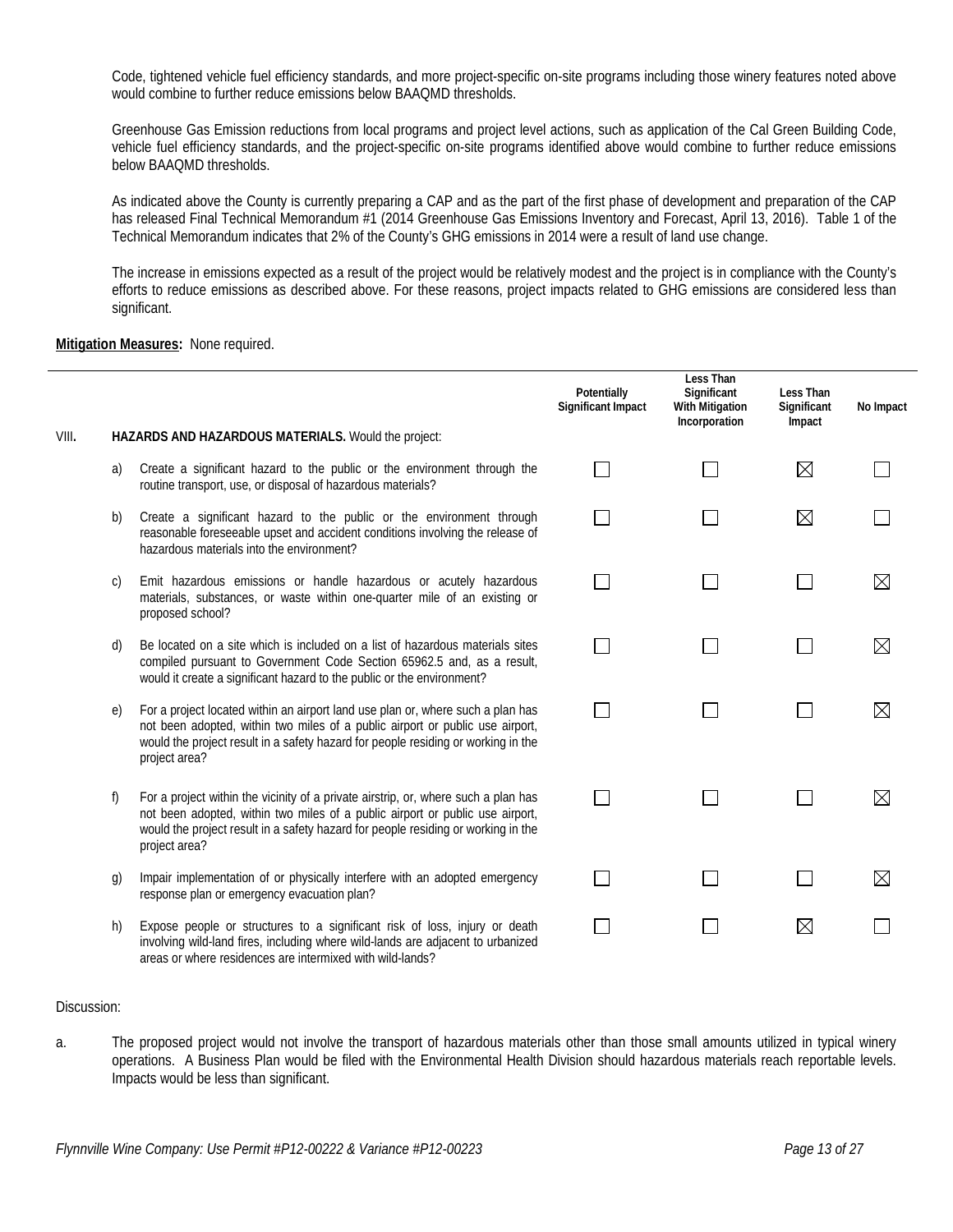Code, tightened vehicle fuel efficiency standards, and more project-specific on-site programs including those winery features noted above would combine to further reduce emissions below BAAQMD thresholds.

Greenhouse Gas Emission reductions from local programs and project level actions, such as application of the Cal Green Building Code, vehicle fuel efficiency standards, and the project-specific on-site programs identified above would combine to further reduce emissions below BAAQMD thresholds.

As indicated above the County is currently preparing a CAP and as the part of the first phase of development and preparation of the CAP has released Final Technical Memorandum #1 (2014 Greenhouse Gas Emissions Inventory and Forecast, April 13, 2016). Table 1 of the Technical Memorandum indicates that 2% of the County's GHG emissions in 2014 were a result of land use change.

The increase in emissions expected as a result of the project would be relatively modest and the project is in compliance with the County's efforts to reduce emissions as described above. For these reasons, project impacts related to GHG emissions are considered less than significant.

**Mitigation Measures:** None required.

| | | | Potentially Significant Impact | Less Than Significant With Mitigation Incorporation | Less Than Significant Impact | No Impact |
|---|---|---|---|---|---|---|
| **VIII.** | | **HAZARDS AND HAZARDOUS MATERIALS.** Would the project: | | | | |
| | a) | Create a significant hazard to the public or the environment through the routine transport, use, or disposal of hazardous materials? | ☐ | ☐ | ☒ | ☐ |
| | b) | Create a significant hazard to the public or the environment through reasonable foreseeable upset and accident conditions involving the release of hazardous materials into the environment? | ☐ | ☐ | ☒ | ☐ |
| | c) | Emit hazardous emissions or handle hazardous or acutely hazardous materials, substances, or waste within one-quarter mile of an existing or proposed school? | ☐ | ☐ | ☐ | ☒ |
| | d) | Be located on a site which is included on a list of hazardous materials sites compiled pursuant to Government Code Section 65962.5 and, as a result, would it create a significant hazard to the public or the environment? | ☐ | ☐ | ☐ | ☒ |
| | e) | For a project located within an airport land use plan or, where such a plan has not been adopted, within two miles of a public airport or public use airport, would the project result in a safety hazard for people residing or working in the project area? | ☐ | ☐ | ☐ | ☒ |
| | f) | For a project within the vicinity of a private airstrip, or, where such a plan has not been adopted, within two miles of a public airport or public use airport, would the project result in a safety hazard for people residing or working in the project area? | ☐ | ☐ | ☐ | ☒ |
| | g) | Impair implementation of or physically interfere with an adopted emergency response plan or emergency evacuation plan? | ☐ | ☐ | ☐ | ☒ |
| | h) | Expose people or structures to a significant risk of loss, injury or death involving wild-land fires, including where wild-lands are adjacent to urbanized areas or where residences are intermixed with wild-lands? | ☐ | ☐ | ☒ | ☐ |

Discussion:

a. The proposed project would not involve the transport of hazardous materials other than those small amounts utilized in typical winery operations. A Business Plan would be filed with the Environmental Health Division should hazardous materials reach reportable levels. Impacts would be less than significant.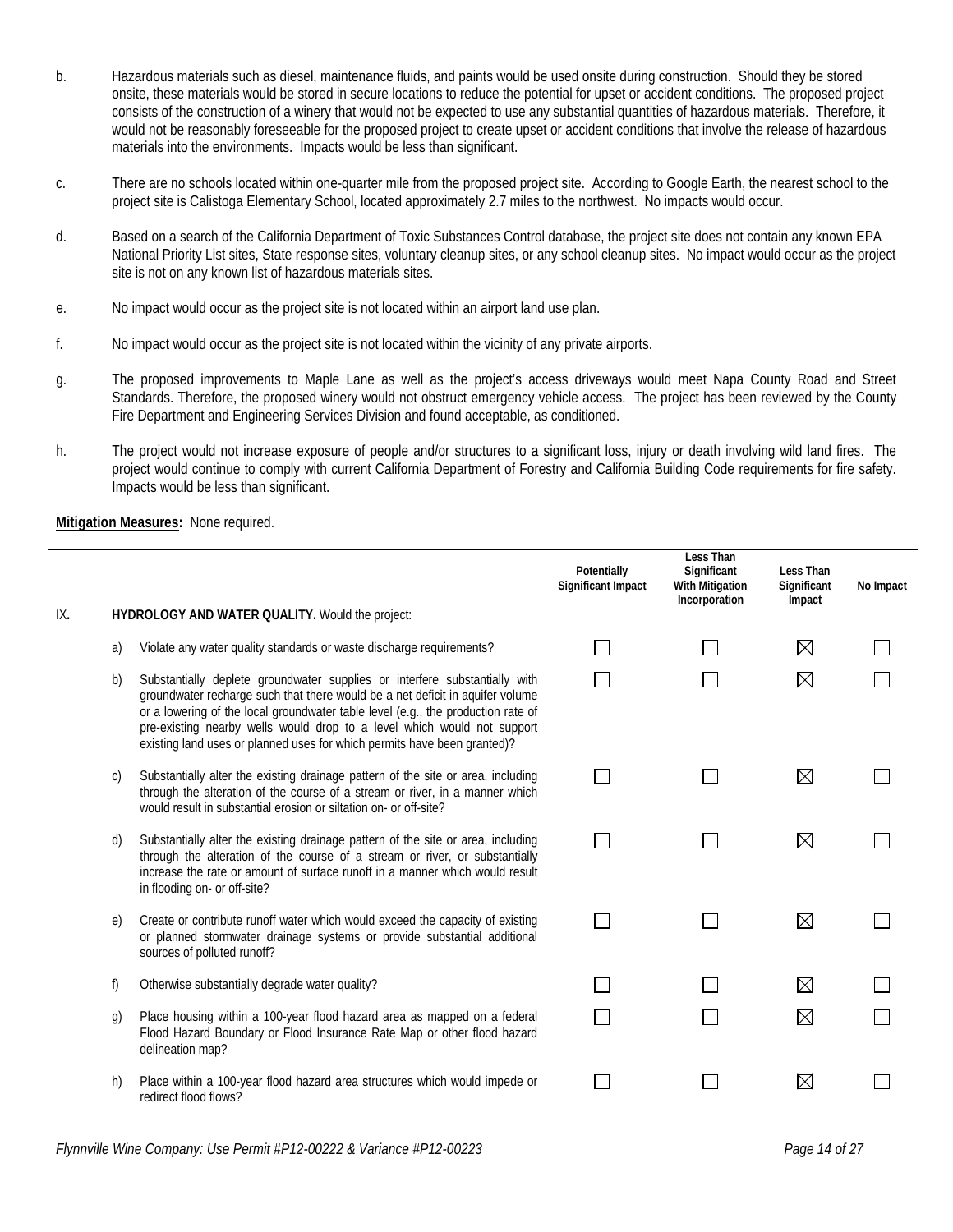b. Hazardous materials such as diesel, maintenance fluids, and paints would be used onsite during construction. Should they be stored onsite, these materials would be stored in secure locations to reduce the potential for upset or accident conditions. The proposed project consists of the construction of a winery that would not be expected to use any substantial quantities of hazardous materials. Therefore, it would not be reasonably foreseeable for the proposed project to create upset or accident conditions that involve the release of hazardous materials into the environments. Impacts would be less than significant.

c. There are no schools located within one-quarter mile from the proposed project site. According to Google Earth, the nearest school to the project site is Calistoga Elementary School, located approximately 2.7 miles to the northwest. No impacts would occur.

d. Based on a search of the California Department of Toxic Substances Control database, the project site does not contain any known EPA National Priority List sites, State response sites, voluntary cleanup sites, or any school cleanup sites. No impact would occur as the project site is not on any known list of hazardous materials sites.

e. No impact would occur as the project site is not located within an airport land use plan.

f. No impact would occur as the project site is not located within the vicinity of any private airports.

g. The proposed improvements to Maple Lane as well as the project's access driveways would meet Napa County Road and Street Standards. Therefore, the proposed winery would not obstruct emergency vehicle access. The project has been reviewed by the County Fire Department and Engineering Services Division and found acceptable, as conditioned.

h. The project would not increase exposure of people and/or structures to a significant loss, injury or death involving wild land fires. The project would continue to comply with current California Department of Forestry and California Building Code requirements for fire safety. Impacts would be less than significant.

**Mitigation Measures:** None required.

| | | | Potentially Significant Impact | Less Than Significant With Mitigation Incorporation | Less Than Significant Impact | No Impact |
|---|---|---|---|---|---|---|
| IX. | | **HYDROLOGY AND WATER QUALITY.** Would the project: | | | | |
| | a) | Violate any water quality standards or waste discharge requirements? | ☐ | ☐ | ☒ | ☐ |
| | b) | Substantially deplete groundwater supplies or interfere substantially with groundwater recharge such that there would be a net deficit in aquifer volume or a lowering of the local groundwater table level (e.g., the production rate of pre-existing nearby wells would drop to a level which would not support existing land uses or planned uses for which permits have been granted)? | ☐ | ☐ | ☒ | ☐ |
| | c) | Substantially alter the existing drainage pattern of the site or area, including through the alteration of the course of a stream or river, in a manner which would result in substantial erosion or siltation on- or off-site? | ☐ | ☐ | ☒ | ☐ |
| | d) | Substantially alter the existing drainage pattern of the site or area, including through the alteration of the course of a stream or river, or substantially increase the rate or amount of surface runoff in a manner which would result in flooding on- or off-site? | ☐ | ☐ | ☒ | ☐ |
| | e) | Create or contribute runoff water which would exceed the capacity of existing or planned stormwater drainage systems or provide substantial additional sources of polluted runoff? | ☐ | ☐ | ☒ | ☐ |
| | f) | Otherwise substantially degrade water quality? | ☐ | ☐ | ☒ | ☐ |
| | g) | Place housing within a 100-year flood hazard area as mapped on a federal Flood Hazard Boundary or Flood Insurance Rate Map or other flood hazard delineation map? | ☐ | ☐ | ☒ | ☐ |
| | h) | Place within a 100-year flood hazard area structures which would impede or redirect flood flows? | ☐ | ☐ | ☒ | ☐ |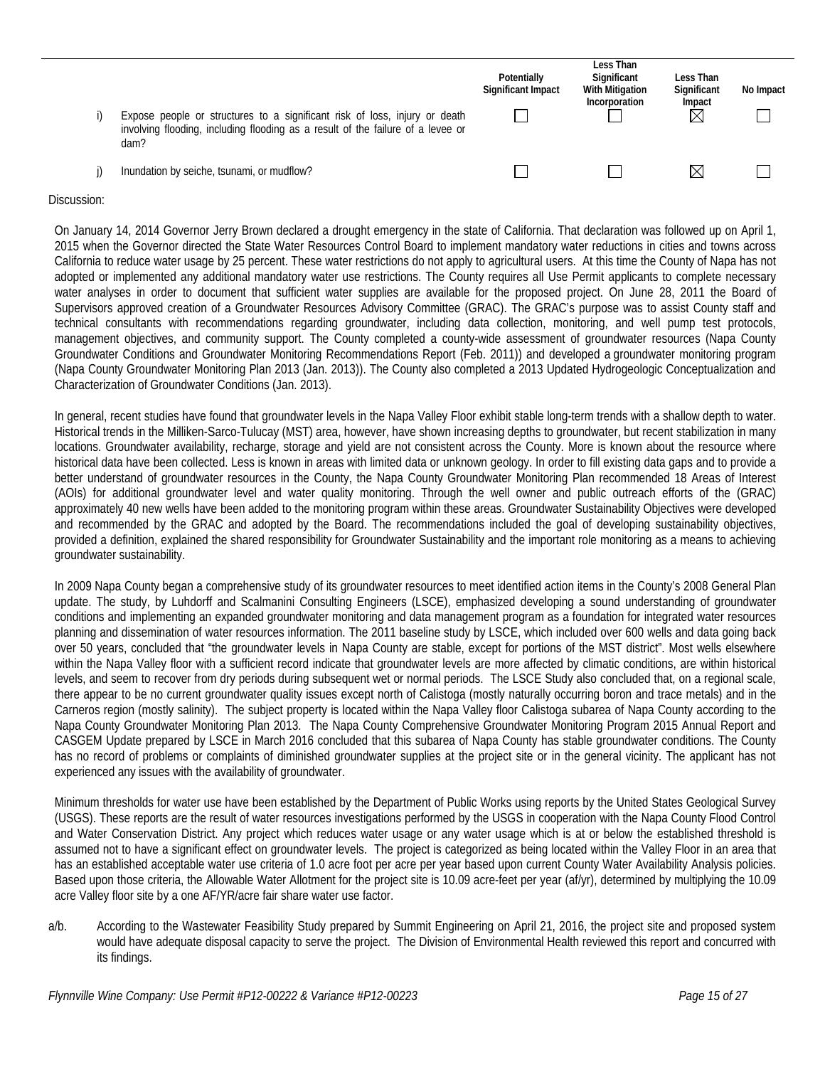| | | Potentially Significant Impact | Less Than Significant With Mitigation Incorporation | Less Than Significant Impact | No Impact |
|---|---|---|---|---|---|
| i) | Expose people or structures to a significant risk of loss, injury or death involving flooding, including flooding as a result of the failure of a levee or dam? | ☐ | ☐ | ☒ | ☐ |
| j) | Inundation by seiche, tsunami, or mudflow? | ☐ | ☐ | ☒ | ☐ |

Discussion:

On January 14, 2014 Governor Jerry Brown declared a drought emergency in the state of California. That declaration was followed up on April 1, 2015 when the Governor directed the State Water Resources Control Board to implement mandatory water reductions in cities and towns across California to reduce water usage by 25 percent. These water restrictions do not apply to agricultural users. At this time the County of Napa has not adopted or implemented any additional mandatory water use restrictions. The County requires all Use Permit applicants to complete necessary water analyses in order to document that sufficient water supplies are available for the proposed project. On June 28, 2011 the Board of Supervisors approved creation of a Groundwater Resources Advisory Committee (GRAC). The GRAC's purpose was to assist County staff and technical consultants with recommendations regarding groundwater, including data collection, monitoring, and well pump test protocols, management objectives, and community support. The County completed a county-wide assessment of groundwater resources (Napa County Groundwater Conditions and Groundwater Monitoring Recommendations Report (Feb. 2011)) and developed a groundwater monitoring program (Napa County Groundwater Monitoring Plan 2013 (Jan. 2013)). The County also completed a 2013 Updated Hydrogeologic Conceptualization and Characterization of Groundwater Conditions (Jan. 2013).

In general, recent studies have found that groundwater levels in the Napa Valley Floor exhibit stable long-term trends with a shallow depth to water. Historical trends in the Milliken-Sarco-Tulucay (MST) area, however, have shown increasing depths to groundwater, but recent stabilization in many locations. Groundwater availability, recharge, storage and yield are not consistent across the County. More is known about the resource where historical data have been collected. Less is known in areas with limited data or unknown geology. In order to fill existing data gaps and to provide a better understand of groundwater resources in the County, the Napa County Groundwater Monitoring Plan recommended 18 Areas of Interest (AOIs) for additional groundwater level and water quality monitoring. Through the well owner and public outreach efforts of the (GRAC) approximately 40 new wells have been added to the monitoring program within these areas. Groundwater Sustainability Objectives were developed and recommended by the GRAC and adopted by the Board. The recommendations included the goal of developing sustainability objectives, provided a definition, explained the shared responsibility for Groundwater Sustainability and the important role monitoring as a means to achieving groundwater sustainability.

In 2009 Napa County began a comprehensive study of its groundwater resources to meet identified action items in the County's 2008 General Plan update. The study, by Luhdorff and Scalmanini Consulting Engineers (LSCE), emphasized developing a sound understanding of groundwater conditions and implementing an expanded groundwater monitoring and data management program as a foundation for integrated water resources planning and dissemination of water resources information. The 2011 baseline study by LSCE, which included over 600 wells and data going back over 50 years, concluded that "the groundwater levels in Napa County are stable, except for portions of the MST district". Most wells elsewhere within the Napa Valley floor with a sufficient record indicate that groundwater levels are more affected by climatic conditions, are within historical levels, and seem to recover from dry periods during subsequent wet or normal periods. The LSCE Study also concluded that, on a regional scale, there appear to be no current groundwater quality issues except north of Calistoga (mostly naturally occurring boron and trace metals) and in the Carneros region (mostly salinity). The subject property is located within the Napa Valley floor Calistoga subarea of Napa County according to the Napa County Groundwater Monitoring Plan 2013. The Napa County Comprehensive Groundwater Monitoring Program 2015 Annual Report and CASGEM Update prepared by LSCE in March 2016 concluded that this subarea of Napa County has stable groundwater conditions. The County has no record of problems or complaints of diminished groundwater supplies at the project site or in the general vicinity. The applicant has not experienced any issues with the availability of groundwater.

Minimum thresholds for water use have been established by the Department of Public Works using reports by the United States Geological Survey (USGS). These reports are the result of water resources investigations performed by the USGS in cooperation with the Napa County Flood Control and Water Conservation District. Any project which reduces water usage or any water usage which is at or below the established threshold is assumed not to have a significant effect on groundwater levels. The project is categorized as being located within the Valley Floor in an area that has an established acceptable water use criteria of 1.0 acre foot per acre per year based upon current County Water Availability Analysis policies. Based upon those criteria, the Allowable Water Allotment for the project site is 10.09 acre-feet per year (af/yr), determined by multiplying the 10.09 acre Valley floor site by a one AF/YR/acre fair share water use factor.

a/b. According to the Wastewater Feasibility Study prepared by Summit Engineering on April 21, 2016, the project site and proposed system would have adequate disposal capacity to serve the project. The Division of Environmental Health reviewed this report and concurred with its findings.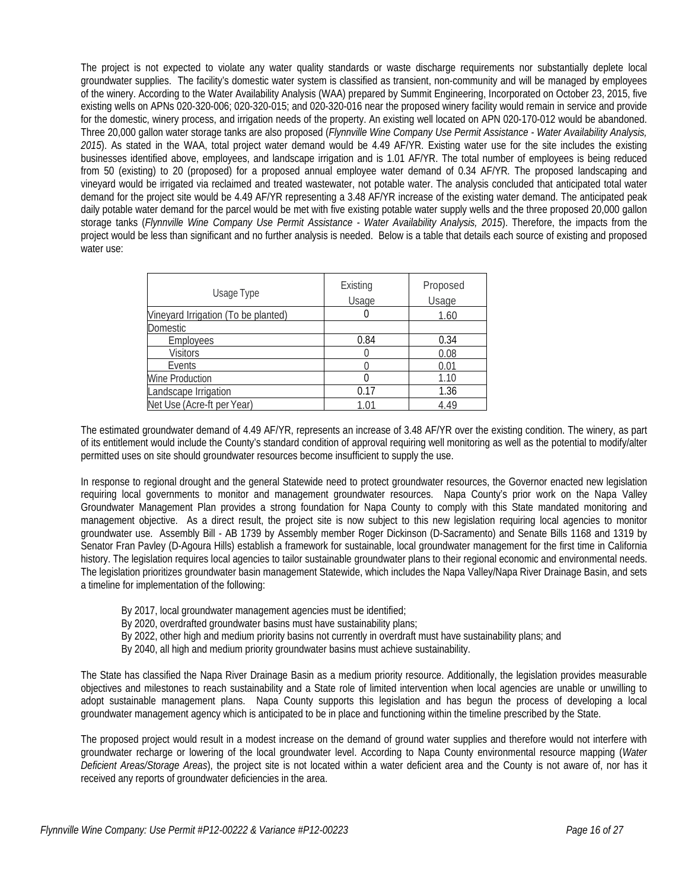The project is not expected to violate any water quality standards or waste discharge requirements nor substantially deplete local groundwater supplies. The facility's domestic water system is classified as transient, non-community and will be managed by employees of the winery. According to the Water Availability Analysis (WAA) prepared by Summit Engineering, Incorporated on October 23, 2015, five existing wells on APNs 020-320-006; 020-320-015; and 020-320-016 near the proposed winery facility would remain in service and provide for the domestic, winery process, and irrigation needs of the property. An existing well located on APN 020-170-012 would be abandoned. Three 20,000 gallon water storage tanks are also proposed (*Flynnville Wine Company Use Permit Assistance - Water Availability Analysis, 2015*). As stated in the WAA, total project water demand would be 4.49 AF/YR. Existing water use for the site includes the existing businesses identified above, employees, and landscape irrigation and is 1.01 AF/YR. The total number of employees is being reduced from 50 (existing) to 20 (proposed) for a proposed annual employee water demand of 0.34 AF/YR. The proposed landscaping and vineyard would be irrigated via reclaimed and treated wastewater, not potable water. The analysis concluded that anticipated total water demand for the project site would be 4.49 AF/YR representing a 3.48 AF/YR increase of the existing water demand. The anticipated peak daily potable water demand for the parcel would be met with five existing potable water supply wells and the three proposed 20,000 gallon storage tanks (*Flynnville Wine Company Use Permit Assistance - Water Availability Analysis, 2015*). Therefore, the impacts from the project would be less than significant and no further analysis is needed. Below is a table that details each source of existing and proposed water use:

| Usage Type | Existing Usage | Proposed Usage |
|---|---|---|
| Vineyard Irrigation (To be planted) | 0 | 1.60 |
| Domestic | | |
| Employees | 0.84 | 0.34 |
| Visitors | 0 | 0.08 |
| Events | 0 | 0.01 |
| Wine Production | 0 | 1.10 |
| Landscape Irrigation | 0.17 | 1.36 |
| Net Use (Acre-ft per Year) | 1.01 | 4.49 |

The estimated groundwater demand of 4.49 AF/YR, represents an increase of 3.48 AF/YR over the existing condition. The winery, as part of its entitlement would include the County's standard condition of approval requiring well monitoring as well as the potential to modify/alter permitted uses on site should groundwater resources become insufficient to supply the use.

In response to regional drought and the general Statewide need to protect groundwater resources, the Governor enacted new legislation requiring local governments to monitor and management groundwater resources. Napa County's prior work on the Napa Valley Groundwater Management Plan provides a strong foundation for Napa County to comply with this State mandated monitoring and management objective. As a direct result, the project site is now subject to this new legislation requiring local agencies to monitor groundwater use. Assembly Bill - AB 1739 by Assembly member Roger Dickinson (D-Sacramento) and Senate Bills 1168 and 1319 by Senator Fran Pavley (D-Agoura Hills) establish a framework for sustainable, local groundwater management for the first time in California history. The legislation requires local agencies to tailor sustainable groundwater plans to their regional economic and environmental needs. The legislation prioritizes groundwater basin management Statewide, which includes the Napa Valley/Napa River Drainage Basin, and sets a timeline for implementation of the following:

By 2017, local groundwater management agencies must be identified;
By 2020, overdrafted groundwater basins must have sustainability plans;
By 2022, other high and medium priority basins not currently in overdraft must have sustainability plans; and
By 2040, all high and medium priority groundwater basins must achieve sustainability.

The State has classified the Napa River Drainage Basin as a medium priority resource. Additionally, the legislation provides measurable objectives and milestones to reach sustainability and a State role of limited intervention when local agencies are unable or unwilling to adopt sustainable management plans. Napa County supports this legislation and has begun the process of developing a local groundwater management agency which is anticipated to be in place and functioning within the timeline prescribed by the State.

The proposed project would result in a modest increase on the demand of ground water supplies and therefore would not interfere with groundwater recharge or lowering of the local groundwater level. According to Napa County environmental resource mapping (*Water Deficient Areas/Storage Areas*), the project site is not located within a water deficient area and the County is not aware of, nor has it received any reports of groundwater deficiencies in the area.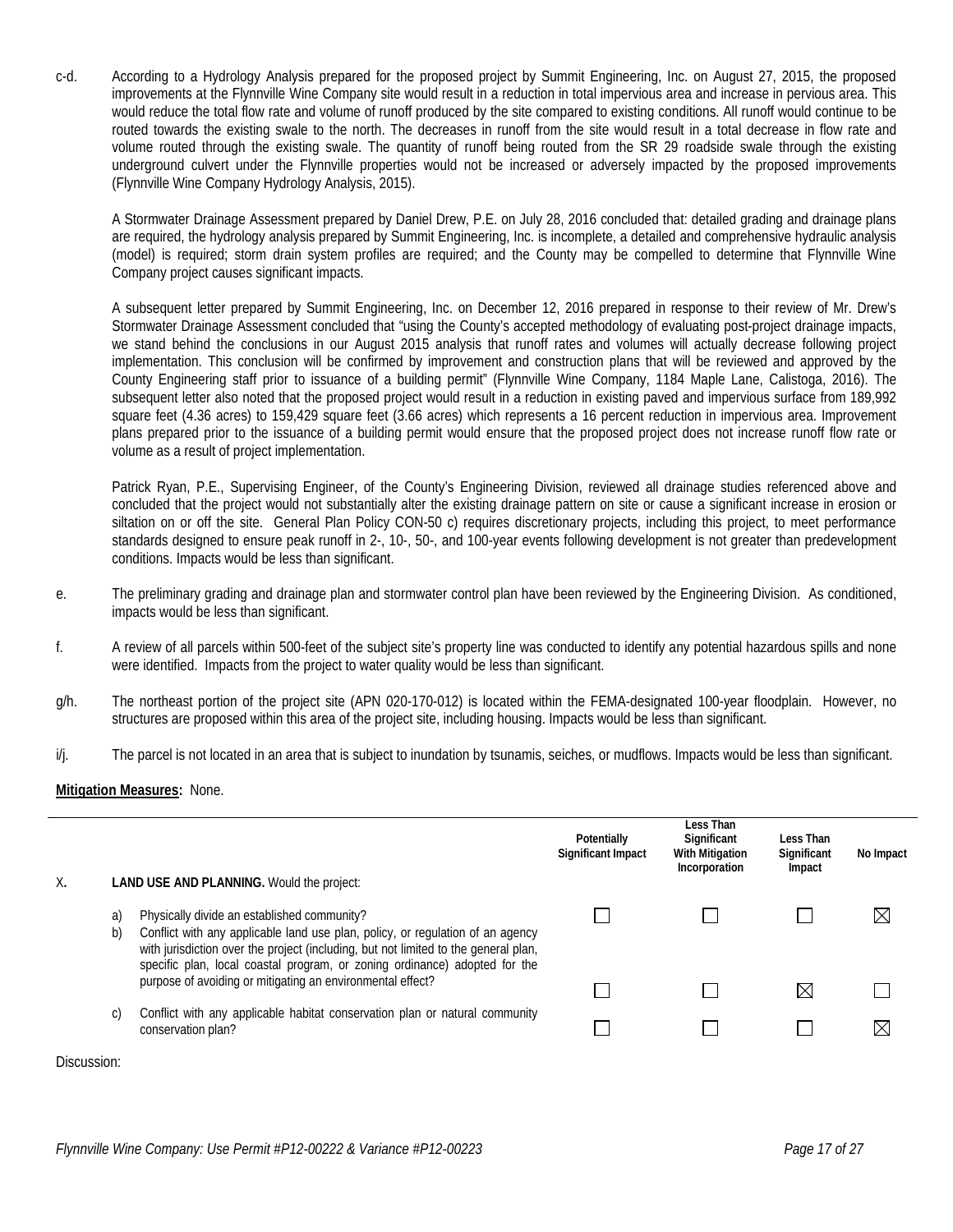c-d. According to a Hydrology Analysis prepared for the proposed project by Summit Engineering, Inc. on August 27, 2015, the proposed improvements at the Flynnville Wine Company site would result in a reduction in total impervious area and increase in pervious area. This would reduce the total flow rate and volume of runoff produced by the site compared to existing conditions. All runoff would continue to be routed towards the existing swale to the north. The decreases in runoff from the site would result in a total decrease in flow rate and volume routed through the existing swale. The quantity of runoff being routed from the SR 29 roadside swale through the existing underground culvert under the Flynnville properties would not be increased or adversely impacted by the proposed improvements (Flynnville Wine Company Hydrology Analysis, 2015).

A Stormwater Drainage Assessment prepared by Daniel Drew, P.E. on July 28, 2016 concluded that: detailed grading and drainage plans are required, the hydrology analysis prepared by Summit Engineering, Inc. is incomplete, a detailed and comprehensive hydraulic analysis (model) is required; storm drain system profiles are required; and the County may be compelled to determine that Flynnville Wine Company project causes significant impacts.

A subsequent letter prepared by Summit Engineering, Inc. on December 12, 2016 prepared in response to their review of Mr. Drew's Stormwater Drainage Assessment concluded that "using the County's accepted methodology of evaluating post-project drainage impacts, we stand behind the conclusions in our August 2015 analysis that runoff rates and volumes will actually decrease following project implementation. This conclusion will be confirmed by improvement and construction plans that will be reviewed and approved by the County Engineering staff prior to issuance of a building permit" (Flynnville Wine Company, 1184 Maple Lane, Calistoga, 2016). The subsequent letter also noted that the proposed project would result in a reduction in existing paved and impervious surface from 189,992 square feet (4.36 acres) to 159,429 square feet (3.66 acres) which represents a 16 percent reduction in impervious area. Improvement plans prepared prior to the issuance of a building permit would ensure that the proposed project does not increase runoff flow rate or volume as a result of project implementation.

Patrick Ryan, P.E., Supervising Engineer, of the County's Engineering Division, reviewed all drainage studies referenced above and concluded that the project would not substantially alter the existing drainage pattern on site or cause a significant increase in erosion or siltation on or off the site. General Plan Policy CON-50 c) requires discretionary projects, including this project, to meet performance standards designed to ensure peak runoff in 2-, 10-, 50-, and 100-year events following development is not greater than predevelopment conditions. Impacts would be less than significant.

e. The preliminary grading and drainage plan and stormwater control plan have been reviewed by the Engineering Division. As conditioned, impacts would be less than significant.

f. A review of all parcels within 500-feet of the subject site's property line was conducted to identify any potential hazardous spills and none were identified. Impacts from the project to water quality would be less than significant.

g/h. The northeast portion of the project site (APN 020-170-012) is located within the FEMA-designated 100-year floodplain. However, no structures are proposed within this area of the project site, including housing. Impacts would be less than significant.

i/j. The parcel is not located in an area that is subject to inundation by tsunamis, seiches, or mudflows. Impacts would be less than significant.

**Mitigation Measures:** None.

| X. **LAND USE AND PLANNING.** Would the project: | Potentially Significant Impact | Less Than Significant With Mitigation Incorporation | Less Than Significant Impact | No Impact |
|---|---|---|---|---|
| a) Physically divide an established community? | ☐ | ☐ | ☐ | ☒ |
| b) Conflict with any applicable land use plan, policy, or regulation of an agency with jurisdiction over the project (including, but not limited to the general plan, specific plan, local coastal program, or zoning ordinance) adopted for the purpose of avoiding or mitigating an environmental effect? | ☐ | ☐ | ☒ | ☐ |
| c) Conflict with any applicable habitat conservation plan or natural community conservation plan? | ☐ | ☐ | ☐ | ☒ |

Discussion: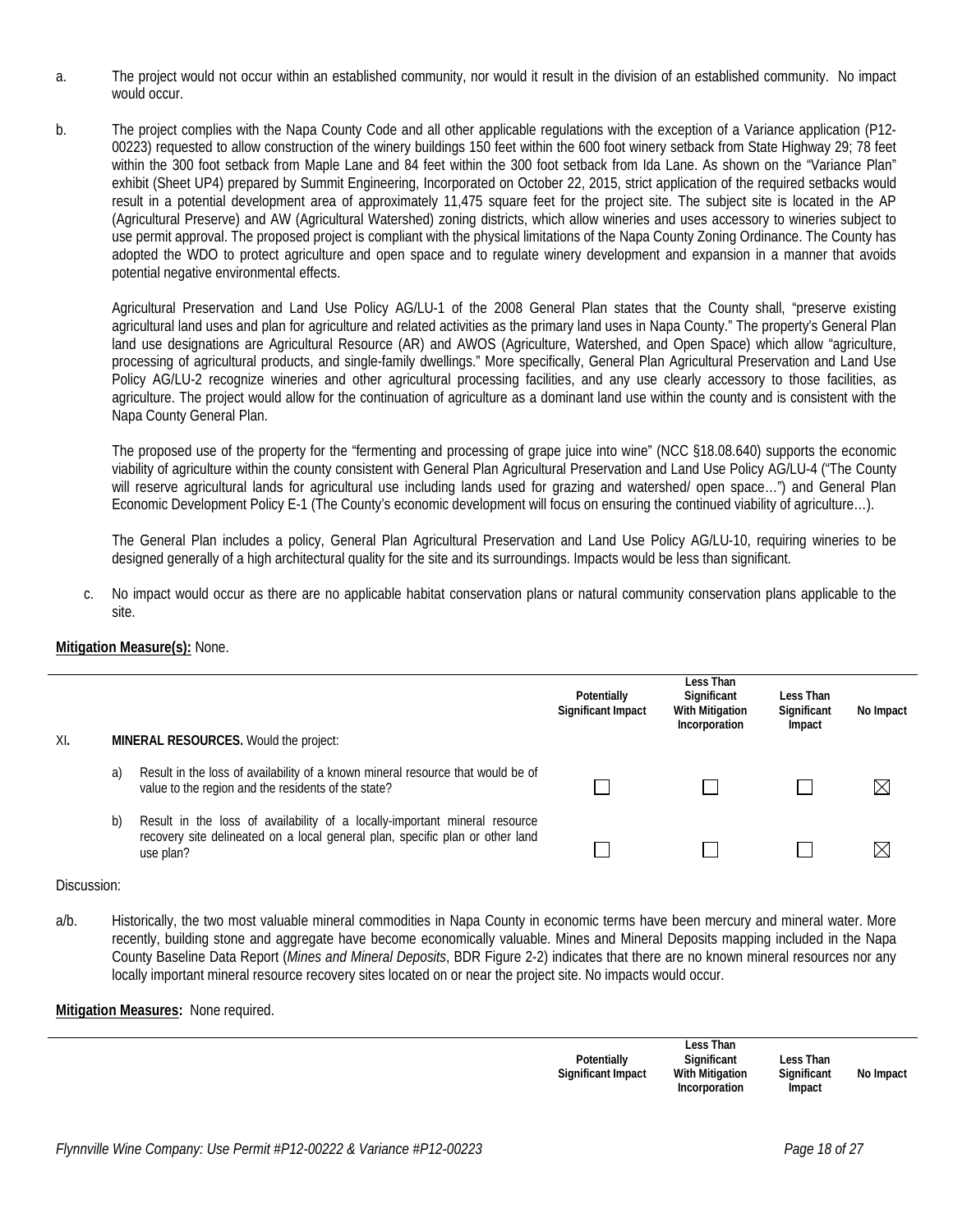a. The project would not occur within an established community, nor would it result in the division of an established community. No impact would occur.

b. The project complies with the Napa County Code and all other applicable regulations with the exception of a Variance application (P12-00223) requested to allow construction of the winery buildings 150 feet within the 600 foot winery setback from State Highway 29; 78 feet within the 300 foot setback from Maple Lane and 84 feet within the 300 foot setback from Ida Lane. As shown on the "Variance Plan" exhibit (Sheet UP4) prepared by Summit Engineering, Incorporated on October 22, 2015, strict application of the required setbacks would result in a potential development area of approximately 11,475 square feet for the project site. The subject site is located in the AP (Agricultural Preserve) and AW (Agricultural Watershed) zoning districts, which allow wineries and uses accessory to wineries subject to use permit approval. The proposed project is compliant with the physical limitations of the Napa County Zoning Ordinance. The County has adopted the WDO to protect agriculture and open space and to regulate winery development and expansion in a manner that avoids potential negative environmental effects.

   Agricultural Preservation and Land Use Policy AG/LU-1 of the 2008 General Plan states that the County shall, "preserve existing agricultural land uses and plan for agriculture and related activities as the primary land uses in Napa County." The property's General Plan land use designations are Agricultural Resource (AR) and AWOS (Agriculture, Watershed, and Open Space) which allow "agriculture, processing of agricultural products, and single-family dwellings." More specifically, General Plan Agricultural Preservation and Land Use Policy AG/LU-2 recognize wineries and other agricultural processing facilities, and any use clearly accessory to those facilities, as agriculture. The project would allow for the continuation of agriculture as a dominant land use within the county and is consistent with the Napa County General Plan.

   The proposed use of the property for the "fermenting and processing of grape juice into wine" (NCC §18.08.640) supports the economic viability of agriculture within the county consistent with General Plan Agricultural Preservation and Land Use Policy AG/LU-4 ("The County will reserve agricultural lands for agricultural use including lands used for grazing and watershed/ open space…") and General Plan Economic Development Policy E-1 (The County's economic development will focus on ensuring the continued viability of agriculture…).

   The General Plan includes a policy, General Plan Agricultural Preservation and Land Use Policy AG/LU-10, requiring wineries to be designed generally of a high architectural quality for the site and its surroundings. Impacts would be less than significant.

c. No impact would occur as there are no applicable habitat conservation plans or natural community conservation plans applicable to the site.

**Mitigation Measure(s):** None.

| | Potentially Significant Impact | Less Than Significant With Mitigation Incorporation | Less Than Significant Impact | No Impact |
|---|---|---|---|---|
| XI. **MINERAL RESOURCES.** Would the project: | | | | |
| a) Result in the loss of availability of a known mineral resource that would be of value to the region and the residents of the state? | ☐ | ☐ | ☐ | ☒ |
| b) Result in the loss of availability of a locally-important mineral resource recovery site delineated on a local general plan, specific plan or other land use plan? | ☐ | ☐ | ☐ | ☒ |

Discussion:

a/b. Historically, the two most valuable mineral commodities in Napa County in economic terms have been mercury and mineral water. More recently, building stone and aggregate have become economically valuable. Mines and Mineral Deposits mapping included in the Napa County Baseline Data Report (*Mines and Mineral Deposits*, BDR Figure 2-2) indicates that there are no known mineral resources nor any locally important mineral resource recovery sites located on or near the project site. No impacts would occur.

**Mitigation Measures:** None required.

| | Potentially Significant Impact | Less Than Significant With Mitigation Incorporation | Less Than Significant Impact | No Impact |
|---|---|---|---|---|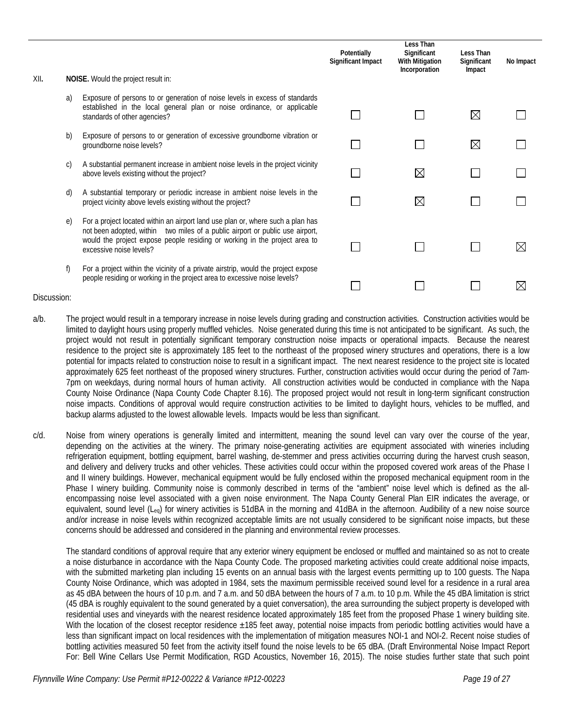| | | Potentially Significant Impact | Less Than Significant With Mitigation Incorporation | Less Than Significant Impact | No Impact |
|---|---|---|---|---|---|
| XII. | **NOISE.** Would the project result in: | | | | |
| a) | Exposure of persons to or generation of noise levels in excess of standards established in the local general plan or noise ordinance, or applicable standards of other agencies? | ☐ | ☐ | ☒ | ☐ |
| b) | Exposure of persons to or generation of excessive groundborne vibration or groundborne noise levels? | ☐ | ☐ | ☒ | ☐ |
| c) | A substantial permanent increase in ambient noise levels in the project vicinity above levels existing without the project? | ☐ | ☒ | ☐ | ☐ |
| d) | A substantial temporary or periodic increase in ambient noise levels in the project vicinity above levels existing without the project? | ☐ | ☒ | ☐ | ☐ |
| e) | For a project located within an airport land use plan or, where such a plan has not been adopted, within two miles of a public airport or public use airport, would the project expose people residing or working in the project area to excessive noise levels? | ☐ | ☐ | ☐ | ☒ |
| f) | For a project within the vicinity of a private airstrip, would the project expose people residing or working in the project area to excessive noise levels? | ☐ | ☐ | ☐ | ☒ |

Discussion:

a/b. The project would result in a temporary increase in noise levels during grading and construction activities. Construction activities would be limited to daylight hours using properly muffled vehicles. Noise generated during this time is not anticipated to be significant. As such, the project would not result in potentially significant temporary construction noise impacts or operational impacts. Because the nearest residence to the project site is approximately 185 feet to the northeast of the proposed winery structures and operations, there is a low potential for impacts related to construction noise to result in a significant impact. The next nearest residence to the project site is located approximately 625 feet northeast of the proposed winery structures. Further, construction activities would occur during the period of 7am-7pm on weekdays, during normal hours of human activity. All construction activities would be conducted in compliance with the Napa County Noise Ordinance (Napa County Code Chapter 8.16). The proposed project would not result in long-term significant construction noise impacts. Conditions of approval would require construction activities to be limited to daylight hours, vehicles to be muffled, and backup alarms adjusted to the lowest allowable levels. Impacts would be less than significant.

c/d. Noise from winery operations is generally limited and intermittent, meaning the sound level can vary over the course of the year, depending on the activities at the winery. The primary noise-generating activities are equipment associated with wineries including refrigeration equipment, bottling equipment, barrel washing, de-stemmer and press activities occurring during the harvest crush season, and delivery and delivery trucks and other vehicles. These activities could occur within the proposed covered work areas of the Phase I and II winery buildings. However, mechanical equipment would be fully enclosed within the proposed mechanical equipment room in the Phase I winery building. Community noise is commonly described in terms of the "ambient" noise level which is defined as the all-encompassing noise level associated with a given noise environment. The Napa County General Plan EIR indicates the average, or equivalent, sound level ($L_{eq}$) for winery activities is 51dBA in the morning and 41dBA in the afternoon. Audibility of a new noise source and/or increase in noise levels within recognized acceptable limits are not usually considered to be significant noise impacts, but these concerns should be addressed and considered in the planning and environmental review processes.

The standard conditions of approval require that any exterior winery equipment be enclosed or muffled and maintained so as not to create a noise disturbance in accordance with the Napa County Code. The proposed marketing activities could create additional noise impacts, with the submitted marketing plan including 15 events on an annual basis with the largest events permitting up to 100 guests. The Napa County Noise Ordinance, which was adopted in 1984, sets the maximum permissible received sound level for a residence in a rural area as 45 dBA between the hours of 10 p.m. and 7 a.m. and 50 dBA between the hours of 7 a.m. to 10 p.m. While the 45 dBA limitation is strict (45 dBA is roughly equivalent to the sound generated by a quiet conversation), the area surrounding the subject property is developed with residential uses and vineyards with the nearest residence located approximately 185 feet from the proposed Phase 1 winery building site. With the location of the closest receptor residence ±185 feet away, potential noise impacts from periodic bottling activities would have a less than significant impact on local residences with the implementation of mitigation measures NOI-1 and NOI-2. Recent noise studies of bottling activities measured 50 feet from the activity itself found the noise levels to be 65 dBA. (Draft Environmental Noise Impact Report For: Bell Wine Cellars Use Permit Modification, RGD Acoustics, November 16, 2015). The noise studies further state that such point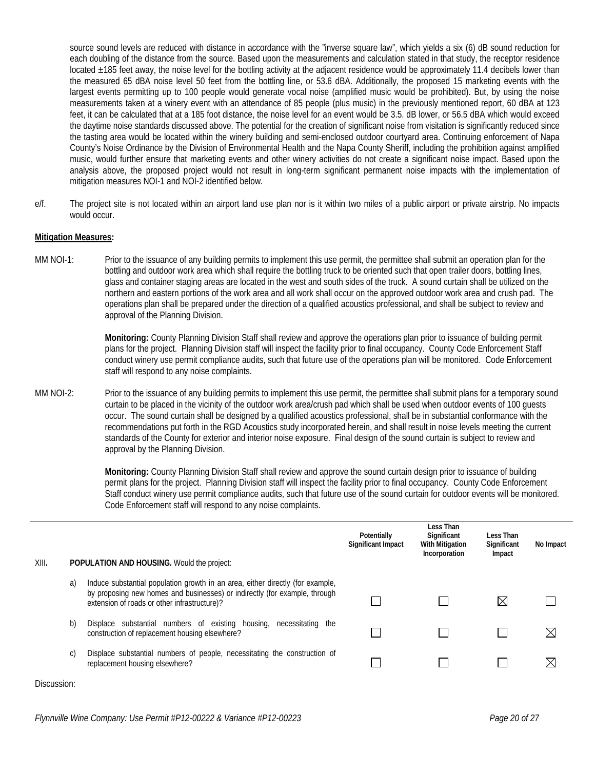source sound levels are reduced with distance in accordance with the "inverse square law", which yields a six (6) dB sound reduction for each doubling of the distance from the source. Based upon the measurements and calculation stated in that study, the receptor residence located ±185 feet away, the noise level for the bottling activity at the adjacent residence would be approximately 11.4 decibels lower than the measured 65 dBA noise level 50 feet from the bottling line, or 53.6 dBA. Additionally, the proposed 15 marketing events with the largest events permitting up to 100 people would generate vocal noise (amplified music would be prohibited). But, by using the noise measurements taken at a winery event with an attendance of 85 people (plus music) in the previously mentioned report, 60 dBA at 123 feet, it can be calculated that at a 185 foot distance, the noise level for an event would be 3.5. dB lower, or 56.5 dBA which would exceed the daytime noise standards discussed above. The potential for the creation of significant noise from visitation is significantly reduced since the tasting area would be located within the winery building and semi-enclosed outdoor courtyard area. Continuing enforcement of Napa County's Noise Ordinance by the Division of Environmental Health and the Napa County Sheriff, including the prohibition against amplified music, would further ensure that marketing events and other winery activities do not create a significant noise impact. Based upon the analysis above, the proposed project would not result in long-term significant permanent noise impacts with the implementation of mitigation measures NOI-1 and NOI-2 identified below.

e/f. The project site is not located within an airport land use plan nor is it within two miles of a public airport or private airstrip. No impacts would occur.

**Mitigation Measures:**

MM NOI-1: Prior to the issuance of any building permits to implement this use permit, the permittee shall submit an operation plan for the bottling and outdoor work area which shall require the bottling truck to be oriented such that open trailer doors, bottling lines, glass and container staging areas are located in the west and south sides of the truck. A sound curtain shall be utilized on the northern and eastern portions of the work area and all work shall occur on the approved outdoor work area and crush pad. The operations plan shall be prepared under the direction of a qualified acoustics professional, and shall be subject to review and approval of the Planning Division.

**Monitoring:** County Planning Division Staff shall review and approve the operations plan prior to issuance of building permit plans for the project. Planning Division staff will inspect the facility prior to final occupancy. County Code Enforcement Staff conduct winery use permit compliance audits, such that future use of the operations plan will be monitored. Code Enforcement staff will respond to any noise complaints.

MM NOI-2: Prior to the issuance of any building permits to implement this use permit, the permittee shall submit plans for a temporary sound curtain to be placed in the vicinity of the outdoor work area/crush pad which shall be used when outdoor events of 100 guests occur. The sound curtain shall be designed by a qualified acoustics professional, shall be in substantial conformance with the recommendations put forth in the RGD Acoustics study incorporated herein, and shall result in noise levels meeting the current standards of the County for exterior and interior noise exposure. Final design of the sound curtain is subject to review and approval by the Planning Division.

**Monitoring:** County Planning Division Staff shall review and approve the sound curtain design prior to issuance of building permit plans for the project. Planning Division staff will inspect the facility prior to final occupancy. County Code Enforcement Staff conduct winery use permit compliance audits, such that future use of the sound curtain for outdoor events will be monitored. Code Enforcement staff will respond to any noise complaints.

| XIII. **POPULATION AND HOUSING.** Would the project: | Potentially Significant Impact | Less Than Significant With Mitigation Incorporation | Less Than Significant Impact | No Impact |
|---|---|---|---|---|
| a) Induce substantial population growth in an area, either directly (for example, by proposing new homes and businesses) or indirectly (for example, through extension of roads or other infrastructure)? | ☐ | ☐ | ☒ | ☐ |
| b) Displace substantial numbers of existing housing, necessitating the construction of replacement housing elsewhere? | ☐ | ☐ | ☐ | ☒ |
| c) Displace substantial numbers of people, necessitating the construction of replacement housing elsewhere? | ☐ | ☐ | ☐ | ☒ |

Discussion: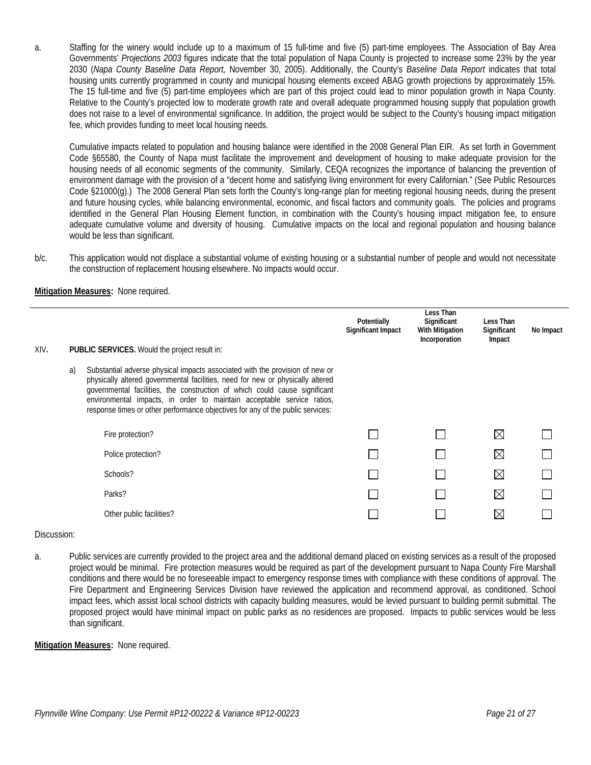a. Staffing for the winery would include up to a maximum of 15 full-time and five (5) part-time employees. The Association of Bay Area Governments' *Projections 2003* figures indicate that the total population of Napa County is projected to increase some 23% by the year 2030 (*Napa County Baseline Data Report,* November 30, 2005). Additionally, the County's *Baseline Data Report* indicates that total housing units currently programmed in county and municipal housing elements exceed ABAG growth projections by approximately 15%. The 15 full-time and five (5) part-time employees which are part of this project could lead to minor population growth in Napa County. Relative to the County's projected low to moderate growth rate and overall adequate programmed housing supply that population growth does not raise to a level of environmental significance. In addition, the project would be subject to the County's housing impact mitigation fee, which provides funding to meet local housing needs.

Cumulative impacts related to population and housing balance were identified in the 2008 General Plan EIR. As set forth in Government Code §65580, the County of Napa must facilitate the improvement and development of housing to make adequate provision for the housing needs of all economic segments of the community. Similarly, CEQA recognizes the importance of balancing the prevention of environment damage with the provision of a "decent home and satisfying living environment for every Californian." (See Public Resources Code §21000(g).) The 2008 General Plan sets forth the County's long-range plan for meeting regional housing needs, during the present and future housing cycles, while balancing environmental, economic, and fiscal factors and community goals. The policies and programs identified in the General Plan Housing Element function, in combination with the County's housing impact mitigation fee, to ensure adequate cumulative volume and diversity of housing. Cumulative impacts on the local and regional population and housing balance would be less than significant.

b/c. This application would not displace a substantial volume of existing housing or a substantial number of people and would not necessitate the construction of replacement housing elsewhere. No impacts would occur.

**Mitigation Measures:** None required.

| | Potentially Significant Impact | Less Than Significant With Mitigation Incorporation | Less Than Significant Impact | No Impact |
|---|---|---|---|---|
| XIV. **PUBLIC SERVICES.** Would the project result in: | | | | |
| a) Substantial adverse physical impacts associated with the provision of new or physically altered governmental facilities, need for new or physically altered governmental facilities, the construction of which could cause significant environmental impacts, in order to maintain acceptable service ratios, response times or other performance objectives for any of the public services: | | | | |
| Fire protection? | ☐ | ☐ | ☒ | ☐ |
| Police protection? | ☐ | ☐ | ☒ | ☐ |
| Schools? | ☐ | ☐ | ☒ | ☐ |
| Parks? | ☐ | ☐ | ☒ | ☐ |
| Other public facilities? | ☐ | ☐ | ☒ | ☐ |

Discussion:

a. Public services are currently provided to the project area and the additional demand placed on existing services as a result of the proposed project would be minimal. Fire protection measures would be required as part of the development pursuant to Napa County Fire Marshall conditions and there would be no foreseeable impact to emergency response times with compliance with these conditions of approval. The Fire Department and Engineering Services Division have reviewed the application and recommend approval, as conditioned. School impact fees, which assist local school districts with capacity building measures, would be levied pursuant to building permit submittal. The proposed project would have minimal impact on public parks as no residences are proposed. Impacts to public services would be less than significant.

**Mitigation Measures:** None required.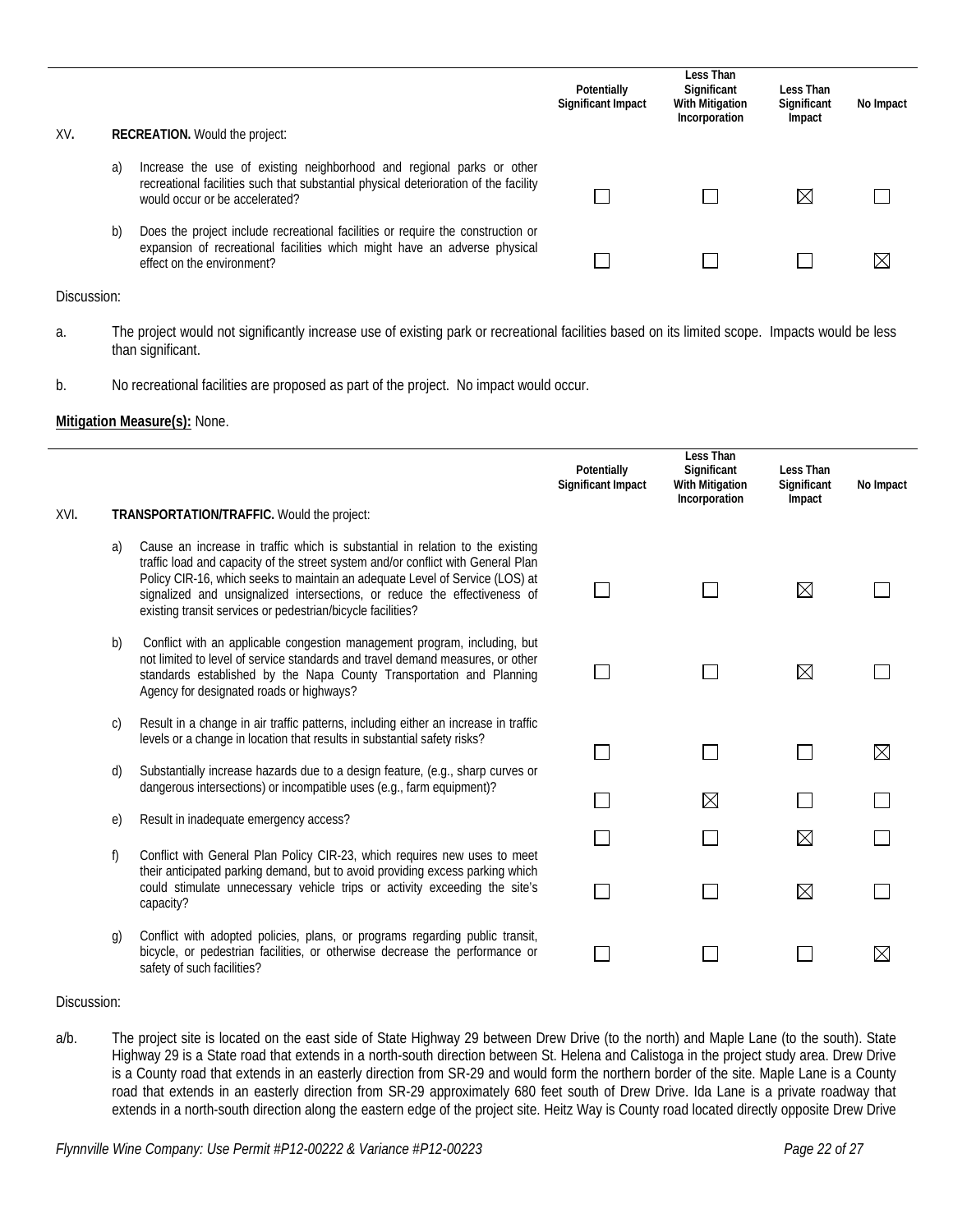| | | Potentially Significant Impact | Less Than Significant With Mitigation Incorporation | Less Than Significant Impact | No Impact |
|---|---|---|---|---|---|
| XV. | **RECREATION.** Would the project: | | | | |
| a) | Increase the use of existing neighborhood and regional parks or other recreational facilities such that substantial physical deterioration of the facility would occur or be accelerated? | ☐ | ☐ | ☒ | ☐ |
| b) | Does the project include recreational facilities or require the construction or expansion of recreational facilities which might have an adverse physical effect on the environment? | ☐ | ☐ | ☐ | ☒ |

Discussion:

a. The project would not significantly increase use of existing park or recreational facilities based on its limited scope. Impacts would be less than significant.

b. No recreational facilities are proposed as part of the project. No impact would occur.

**Mitigation Measure(s):** None.

| | | Potentially Significant Impact | Less Than Significant With Mitigation Incorporation | Less Than Significant Impact | No Impact |
|---|---|---|---|---|---|
| XVI. | **TRANSPORTATION/TRAFFIC.** Would the project: | | | | |
| a) | Cause an increase in traffic which is substantial in relation to the existing traffic load and capacity of the street system and/or conflict with General Plan Policy CIR-16, which seeks to maintain an adequate Level of Service (LOS) at signalized and unsignalized intersections, or reduce the effectiveness of existing transit services or pedestrian/bicycle facilities? | ☐ | ☐ | ☒ | ☐ |
| b) | Conflict with an applicable congestion management program, including, but not limited to level of service standards and travel demand measures, or other standards established by the Napa County Transportation and Planning Agency for designated roads or highways? | ☐ | ☐ | ☒ | ☐ |
| c) | Result in a change in air traffic patterns, including either an increase in traffic levels or a change in location that results in substantial safety risks? | ☐ | ☐ | ☐ | ☒ |
| d) | Substantially increase hazards due to a design feature, (e.g., sharp curves or dangerous intersections) or incompatible uses (e.g., farm equipment)? | ☐ | ☒ | ☐ | ☐ |
| e) | Result in inadequate emergency access? | ☐ | ☐ | ☒ | ☐ |
| f) | Conflict with General Plan Policy CIR-23, which requires new uses to meet their anticipated parking demand, but to avoid providing excess parking which could stimulate unnecessary vehicle trips or activity exceeding the site's capacity? | ☐ | ☐ | ☒ | ☐ |
| g) | Conflict with adopted policies, plans, or programs regarding public transit, bicycle, or pedestrian facilities, or otherwise decrease the performance or safety of such facilities? | ☐ | ☐ | ☐ | ☒ |

Discussion:

a/b. The project site is located on the east side of State Highway 29 between Drew Drive (to the north) and Maple Lane (to the south). State Highway 29 is a State road that extends in a north-south direction between St. Helena and Calistoga in the project study area. Drew Drive is a County road that extends in an easterly direction from SR-29 and would form the northern border of the site. Maple Lane is a County road that extends in an easterly direction from SR-29 approximately 680 feet south of Drew Drive. Ida Lane is a private roadway that extends in a north-south direction along the eastern edge of the project site. Heitz Way is County road located directly opposite Drew Drive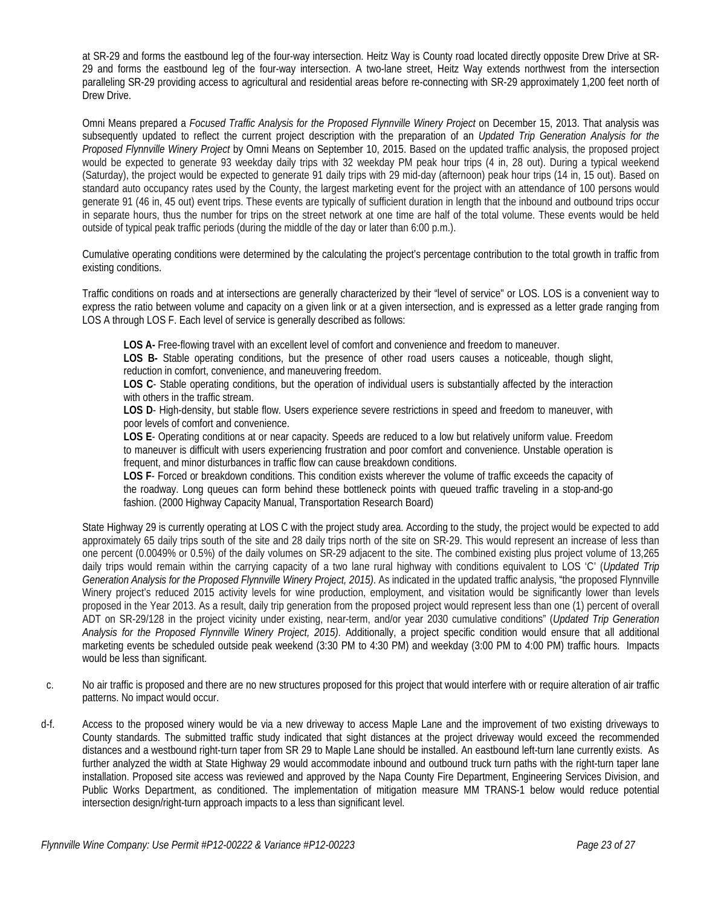at SR-29 and forms the eastbound leg of the four-way intersection. Heitz Way is County road located directly opposite Drew Drive at SR-29 and forms the eastbound leg of the four-way intersection. A two-lane street, Heitz Way extends northwest from the intersection paralleling SR-29 providing access to agricultural and residential areas before re-connecting with SR-29 approximately 1,200 feet north of Drew Drive.

Omni Means prepared a *Focused Traffic Analysis for the Proposed Flynnville Winery Project* on December 15, 2013. That analysis was subsequently updated to reflect the current project description with the preparation of an *Updated Trip Generation Analysis for the Proposed Flynnville Winery Project* by Omni Means on September 10, 2015. Based on the updated traffic analysis, the proposed project would be expected to generate 93 weekday daily trips with 32 weekday PM peak hour trips (4 in, 28 out). During a typical weekend (Saturday), the project would be expected to generate 91 daily trips with 29 mid-day (afternoon) peak hour trips (14 in, 15 out). Based on standard auto occupancy rates used by the County, the largest marketing event for the project with an attendance of 100 persons would generate 91 (46 in, 45 out) event trips. These events are typically of sufficient duration in length that the inbound and outbound trips occur in separate hours, thus the number for trips on the street network at one time are half of the total volume. These events would be held outside of typical peak traffic periods (during the middle of the day or later than 6:00 p.m.).

Cumulative operating conditions were determined by the calculating the project's percentage contribution to the total growth in traffic from existing conditions.

Traffic conditions on roads and at intersections are generally characterized by their "level of service" or LOS. LOS is a convenient way to express the ratio between volume and capacity on a given link or at a given intersection, and is expressed as a letter grade ranging from LOS A through LOS F. Each level of service is generally described as follows:

> **LOS A-** Free-flowing travel with an excellent level of comfort and convenience and freedom to maneuver.
> **LOS B-** Stable operating conditions, but the presence of other road users causes a noticeable, though slight, reduction in comfort, convenience, and maneuvering freedom.
> **LOS C**- Stable operating conditions, but the operation of individual users is substantially affected by the interaction with others in the traffic stream.
> **LOS D**- High-density, but stable flow. Users experience severe restrictions in speed and freedom to maneuver, with poor levels of comfort and convenience.
> **LOS E**- Operating conditions at or near capacity. Speeds are reduced to a low but relatively uniform value. Freedom to maneuver is difficult with users experiencing frustration and poor comfort and convenience. Unstable operation is frequent, and minor disturbances in traffic flow can cause breakdown conditions.
> **LOS F**- Forced or breakdown conditions. This condition exists wherever the volume of traffic exceeds the capacity of the roadway. Long queues can form behind these bottleneck points with queued traffic traveling in a stop-and-go fashion. (2000 Highway Capacity Manual, Transportation Research Board)

State Highway 29 is currently operating at LOS C with the project study area. According to the study, the project would be expected to add approximately 65 daily trips south of the site and 28 daily trips north of the site on SR-29. This would represent an increase of less than one percent (0.0049% or 0.5%) of the daily volumes on SR-29 adjacent to the site. The combined existing plus project volume of 13,265 daily trips would remain within the carrying capacity of a two lane rural highway with conditions equivalent to LOS 'C' (*Updated Trip Generation Analysis for the Proposed Flynnville Winery Project, 2015)*. As indicated in the updated traffic analysis, "the proposed Flynnville Winery project's reduced 2015 activity levels for wine production, employment, and visitation would be significantly lower than levels proposed in the Year 2013. As a result, daily trip generation from the proposed project would represent less than one (1) percent of overall ADT on SR-29/128 in the project vicinity under existing, near-term, and/or year 2030 cumulative conditions" (*Updated Trip Generation Analysis for the Proposed Flynnville Winery Project, 2015)*. Additionally, a project specific condition would ensure that all additional marketing events be scheduled outside peak weekend (3:30 PM to 4:30 PM) and weekday (3:00 PM to 4:00 PM) traffic hours. Impacts would be less than significant.

c. No air traffic is proposed and there are no new structures proposed for this project that would interfere with or require alteration of air traffic patterns. No impact would occur.

d-f. Access to the proposed winery would be via a new driveway to access Maple Lane and the improvement of two existing driveways to County standards. The submitted traffic study indicated that sight distances at the project driveway would exceed the recommended distances and a westbound right-turn taper from SR 29 to Maple Lane should be installed. An eastbound left-turn lane currently exists. As further analyzed the width at State Highway 29 would accommodate inbound and outbound truck turn paths with the right-turn taper lane installation. Proposed site access was reviewed and approved by the Napa County Fire Department, Engineering Services Division, and Public Works Department, as conditioned. The implementation of mitigation measure MM TRANS-1 below would reduce potential intersection design/right-turn approach impacts to a less than significant level.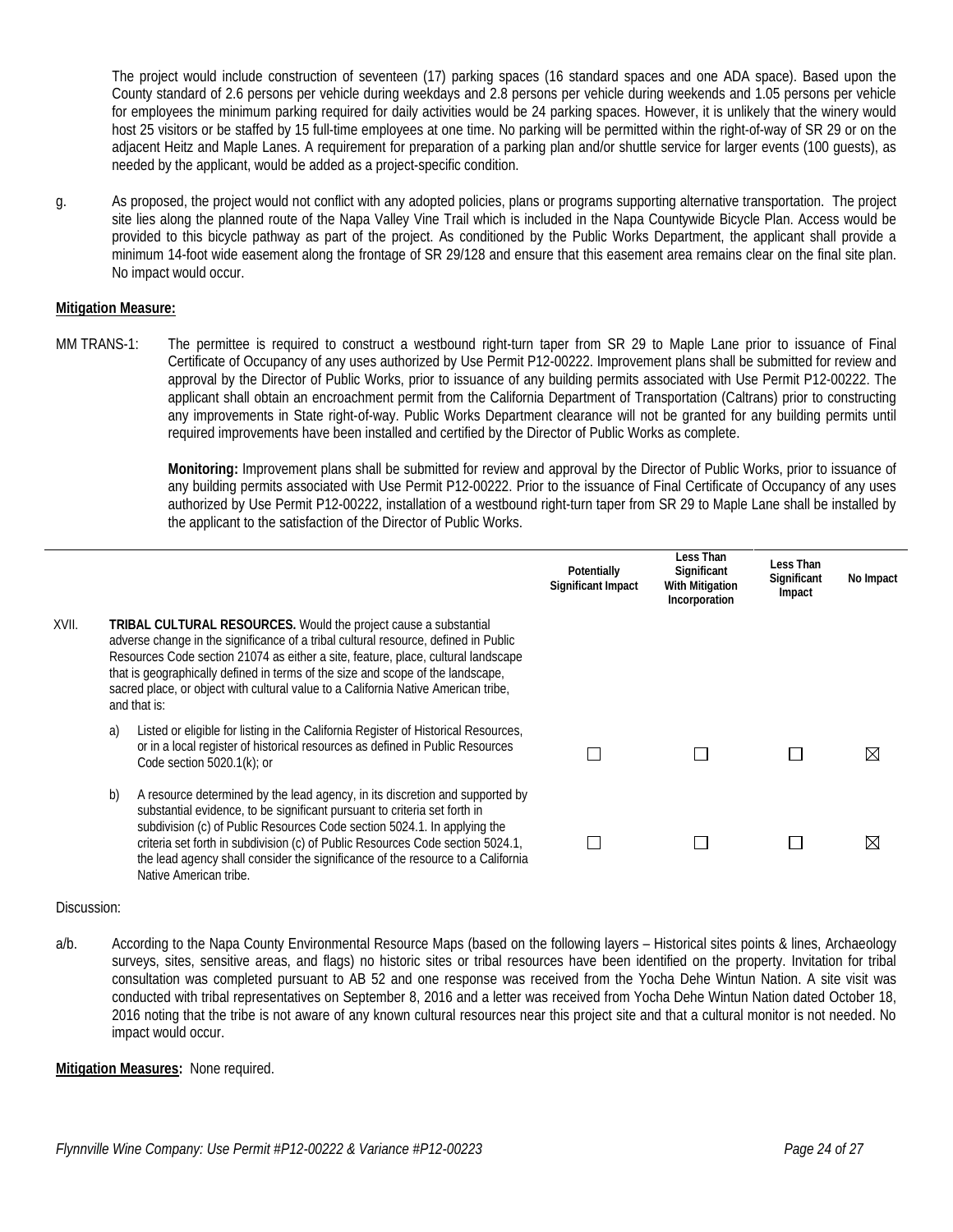The project would include construction of seventeen (17) parking spaces (16 standard spaces and one ADA space). Based upon the County standard of 2.6 persons per vehicle during weekdays and 2.8 persons per vehicle during weekends and 1.05 persons per vehicle for employees the minimum parking required for daily activities would be 24 parking spaces. However, it is unlikely that the winery would host 25 visitors or be staffed by 15 full-time employees at one time. No parking will be permitted within the right-of-way of SR 29 or on the adjacent Heitz and Maple Lanes. A requirement for preparation of a parking plan and/or shuttle service for larger events (100 guests), as needed by the applicant, would be added as a project-specific condition.

g. As proposed, the project would not conflict with any adopted policies, plans or programs supporting alternative transportation. The project site lies along the planned route of the Napa Valley Vine Trail which is included in the Napa Countywide Bicycle Plan. Access would be provided to this bicycle pathway as part of the project. As conditioned by the Public Works Department, the applicant shall provide a minimum 14-foot wide easement along the frontage of SR 29/128 and ensure that this easement area remains clear on the final site plan. No impact would occur.

**Mitigation Measure:**

MM TRANS-1: The permittee is required to construct a westbound right-turn taper from SR 29 to Maple Lane prior to issuance of Final Certificate of Occupancy of any uses authorized by Use Permit P12-00222. Improvement plans shall be submitted for review and approval by the Director of Public Works, prior to issuance of any building permits associated with Use Permit P12-00222. The applicant shall obtain an encroachment permit from the California Department of Transportation (Caltrans) prior to constructing any improvements in State right-of-way. Public Works Department clearance will not be granted for any building permits until required improvements have been installed and certified by the Director of Public Works as complete.

**Monitoring:** Improvement plans shall be submitted for review and approval by the Director of Public Works, prior to issuance of any building permits associated with Use Permit P12-00222. Prior to the issuance of Final Certificate of Occupancy of any uses authorized by Use Permit P12-00222, installation of a westbound right-turn taper from SR 29 to Maple Lane shall be installed by the applicant to the satisfaction of the Director of Public Works.

| | Potentially Significant Impact | Less Than Significant With Mitigation Incorporation | Less Than Significant Impact | No Impact |
|---|---|---|---|---|
| XVII. **TRIBAL CULTURAL RESOURCES.** Would the project cause a substantial adverse change in the significance of a tribal cultural resource, defined in Public Resources Code section 21074 as either a site, feature, place, cultural landscape that is geographically defined in terms of the size and scope of the landscape, sacred place, or object with cultural value to a California Native American tribe, and that is: | | | | |
| a) Listed or eligible for listing in the California Register of Historical Resources, or in a local register of historical resources as defined in Public Resources Code section 5020.1(k); or | ☐ | ☐ | ☐ | ☒ |
| b) A resource determined by the lead agency, in its discretion and supported by substantial evidence, to be significant pursuant to criteria set forth in subdivision (c) of Public Resources Code section 5024.1. In applying the criteria set forth in subdivision (c) of Public Resources Code section 5024.1, the lead agency shall consider the significance of the resource to a California Native American tribe. | ☐ | ☐ | ☐ | ☒ |

Discussion:

a/b. According to the Napa County Environmental Resource Maps (based on the following layers – Historical sites points & lines, Archaeology surveys, sites, sensitive areas, and flags) no historic sites or tribal resources have been identified on the property. Invitation for tribal consultation was completed pursuant to AB 52 and one response was received from the Yocha Dehe Wintun Nation. A site visit was conducted with tribal representatives on September 8, 2016 and a letter was received from Yocha Dehe Wintun Nation dated October 18, 2016 noting that the tribe is not aware of any known cultural resources near this project site and that a cultural monitor is not needed. No impact would occur.

**Mitigation Measures:** None required.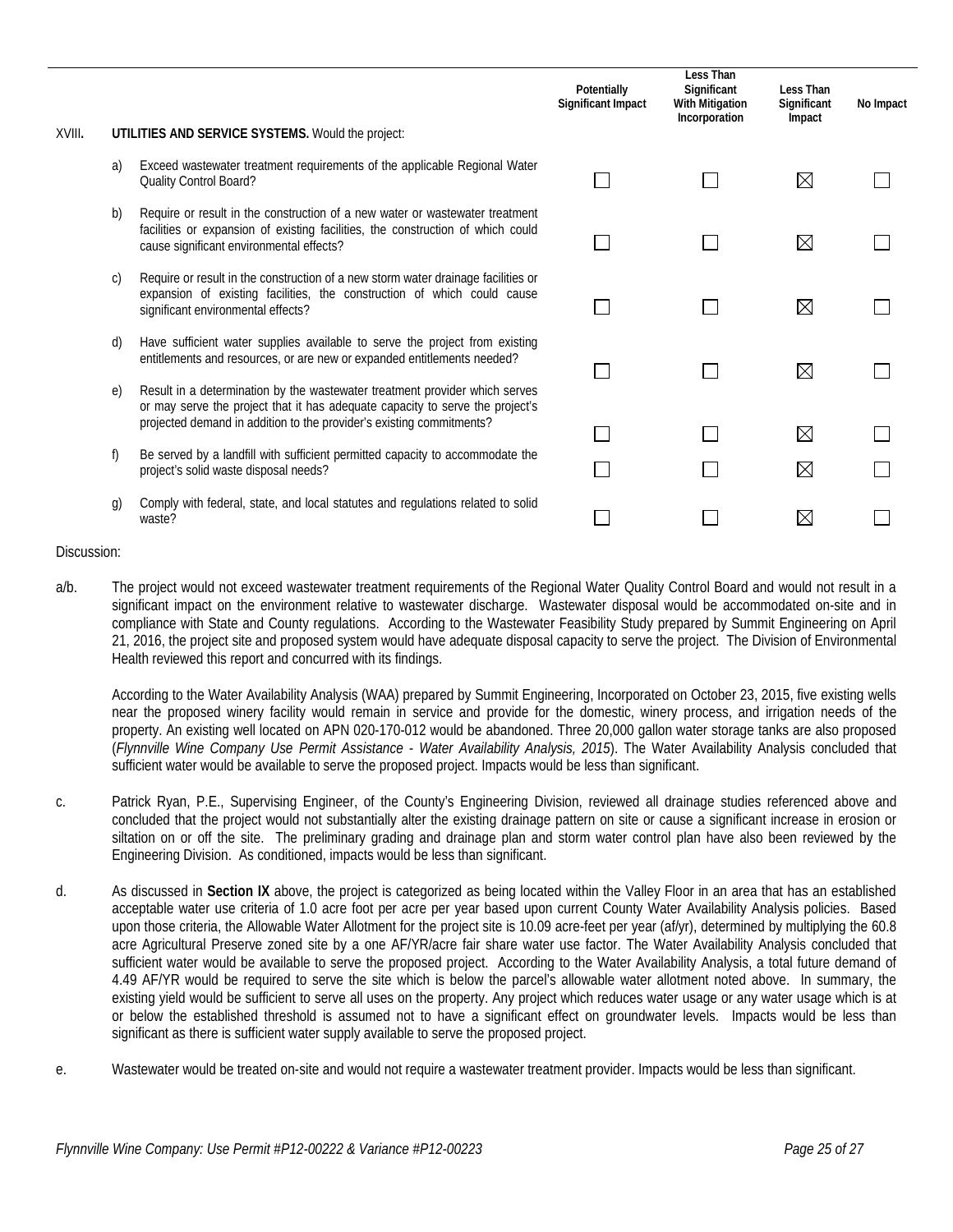| | | Potentially Significant Impact | Less Than Significant With Mitigation Incorporation | Less Than Significant Impact | No Impact |
|---|---|---|---|---|---|
| **XVIII.** | **UTILITIES AND SERVICE SYSTEMS.** Would the project: | | | | |
| a) | Exceed wastewater treatment requirements of the applicable Regional Water Quality Control Board? | ☐ | ☐ | ☒ | ☐ |
| b) | Require or result in the construction of a new water or wastewater treatment facilities or expansion of existing facilities, the construction of which could cause significant environmental effects? | ☐ | ☐ | ☒ | ☐ |
| c) | Require or result in the construction of a new storm water drainage facilities or expansion of existing facilities, the construction of which could cause significant environmental effects? | ☐ | ☐ | ☒ | ☐ |
| d) | Have sufficient water supplies available to serve the project from existing entitlements and resources, or are new or expanded entitlements needed? | ☐ | ☐ | ☒ | ☐ |
| e) | Result in a determination by the wastewater treatment provider which serves or may serve the project that it has adequate capacity to serve the project's projected demand in addition to the provider's existing commitments? | ☐ | ☐ | ☒ | ☐ |
| f) | Be served by a landfill with sufficient permitted capacity to accommodate the project's solid waste disposal needs? | ☐ | ☐ | ☒ | ☐ |
| g) | Comply with federal, state, and local statutes and regulations related to solid waste? | ☐ | ☐ | ☒ | ☐ |

Discussion:

a/b. The project would not exceed wastewater treatment requirements of the Regional Water Quality Control Board and would not result in a significant impact on the environment relative to wastewater discharge. Wastewater disposal would be accommodated on-site and in compliance with State and County regulations. According to the Wastewater Feasibility Study prepared by Summit Engineering on April 21, 2016, the project site and proposed system would have adequate disposal capacity to serve the project. The Division of Environmental Health reviewed this report and concurred with its findings.

According to the Water Availability Analysis (WAA) prepared by Summit Engineering, Incorporated on October 23, 2015, five existing wells near the proposed winery facility would remain in service and provide for the domestic, winery process, and irrigation needs of the property. An existing well located on APN 020-170-012 would be abandoned. Three 20,000 gallon water storage tanks are also proposed (*Flynnville Wine Company Use Permit Assistance - Water Availability Analysis, 2015*). The Water Availability Analysis concluded that sufficient water would be available to serve the proposed project. Impacts would be less than significant.

c. Patrick Ryan, P.E., Supervising Engineer, of the County's Engineering Division, reviewed all drainage studies referenced above and concluded that the project would not substantially alter the existing drainage pattern on site or cause a significant increase in erosion or siltation on or off the site. The preliminary grading and drainage plan and storm water control plan have also been reviewed by the Engineering Division. As conditioned, impacts would be less than significant.

d. As discussed in **Section IX** above, the project is categorized as being located within the Valley Floor in an area that has an established acceptable water use criteria of 1.0 acre foot per acre per year based upon current County Water Availability Analysis policies. Based upon those criteria, the Allowable Water Allotment for the project site is 10.09 acre-feet per year (af/yr), determined by multiplying the 60.8 acre Agricultural Preserve zoned site by a one AF/YR/acre fair share water use factor. The Water Availability Analysis concluded that sufficient water would be available to serve the proposed project. According to the Water Availability Analysis, a total future demand of 4.49 AF/YR would be required to serve the site which is below the parcel's allowable water allotment noted above. In summary, the existing yield would be sufficient to serve all uses on the property. Any project which reduces water usage or any water usage which is at or below the established threshold is assumed not to have a significant effect on groundwater levels. Impacts would be less than significant as there is sufficient water supply available to serve the proposed project.

e. Wastewater would be treated on-site and would not require a wastewater treatment provider. Impacts would be less than significant.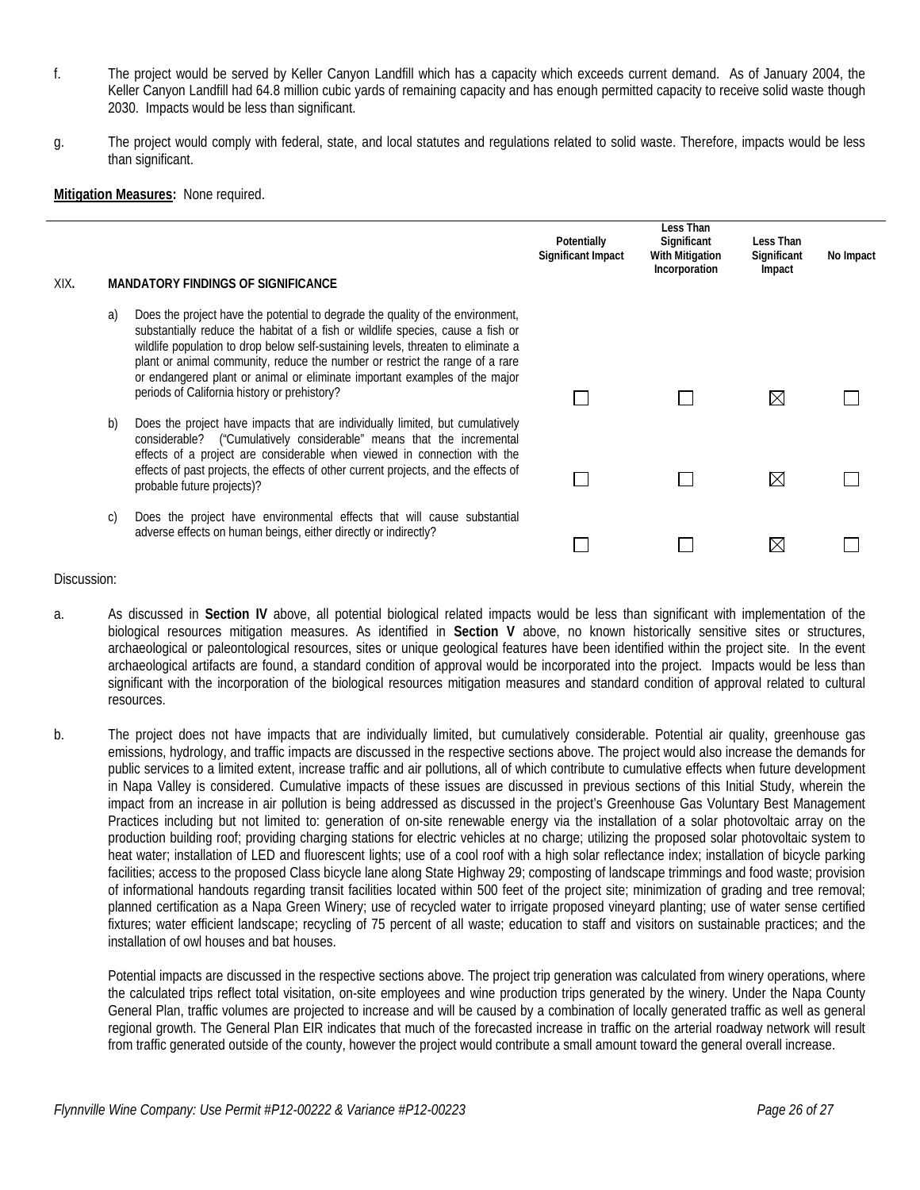f. The project would be served by Keller Canyon Landfill which has a capacity which exceeds current demand. As of January 2004, the Keller Canyon Landfill had 64.8 million cubic yards of remaining capacity and has enough permitted capacity to receive solid waste though 2030. Impacts would be less than significant.

g. The project would comply with federal, state, and local statutes and regulations related to solid waste. Therefore, impacts would be less than significant.

**Mitigation Measures:** None required.

| XIX. MANDATORY FINDINGS OF SIGNIFICANCE | Potentially Significant Impact | Less Than Significant With Mitigation Incorporation | Less Than Significant Impact | No Impact |
|---|---|---|---|---|
| a) Does the project have the potential to degrade the quality of the environment, substantially reduce the habitat of a fish or wildlife species, cause a fish or wildlife population to drop below self-sustaining levels, threaten to eliminate a plant or animal community, reduce the number or restrict the range of a rare or endangered plant or animal or eliminate important examples of the major periods of California history or prehistory? | ☐ | ☐ | ☒ | ☐ |
| b) Does the project have impacts that are individually limited, but cumulatively considerable? ("Cumulatively considerable" means that the incremental effects of a project are considerable when viewed in connection with the effects of past projects, the effects of other current projects, and the effects of probable future projects)? | ☐ | ☐ | ☒ | ☐ |
| c) Does the project have environmental effects that will cause substantial adverse effects on human beings, either directly or indirectly? | ☐ | ☐ | ☒ | ☐ |

Discussion:

a. As discussed in **Section IV** above, all potential biological related impacts would be less than significant with implementation of the biological resources mitigation measures. As identified in **Section V** above, no known historically sensitive sites or structures, archaeological or paleontological resources, sites or unique geological features have been identified within the project site. In the event archaeological artifacts are found, a standard condition of approval would be incorporated into the project. Impacts would be less than significant with the incorporation of the biological resources mitigation measures and standard condition of approval related to cultural resources.

b. The project does not have impacts that are individually limited, but cumulatively considerable. Potential air quality, greenhouse gas emissions, hydrology, and traffic impacts are discussed in the respective sections above. The project would also increase the demands for public services to a limited extent, increase traffic and air pollutions, all of which contribute to cumulative effects when future development in Napa Valley is considered. Cumulative impacts of these issues are discussed in previous sections of this Initial Study, wherein the impact from an increase in air pollution is being addressed as discussed in the project's Greenhouse Gas Voluntary Best Management Practices including but not limited to: generation of on-site renewable energy via the installation of a solar photovoltaic array on the production building roof; providing charging stations for electric vehicles at no charge; utilizing the proposed solar photovoltaic system to heat water; installation of LED and fluorescent lights; use of a cool roof with a high solar reflectance index; installation of bicycle parking facilities; access to the proposed Class bicycle lane along State Highway 29; composting of landscape trimmings and food waste; provision of informational handouts regarding transit facilities located within 500 feet of the project site; minimization of grading and tree removal; planned certification as a Napa Green Winery; use of recycled water to irrigate proposed vineyard planting; use of water sense certified fixtures; water efficient landscape; recycling of 75 percent of all waste; education to staff and visitors on sustainable practices; and the installation of owl houses and bat houses.

Potential impacts are discussed in the respective sections above. The project trip generation was calculated from winery operations, where the calculated trips reflect total visitation, on-site employees and wine production trips generated by the winery. Under the Napa County General Plan, traffic volumes are projected to increase and will be caused by a combination of locally generated traffic as well as general regional growth. The General Plan EIR indicates that much of the forecasted increase in traffic on the arterial roadway network will result from traffic generated outside of the county, however the project would contribute a small amount toward the general overall increase.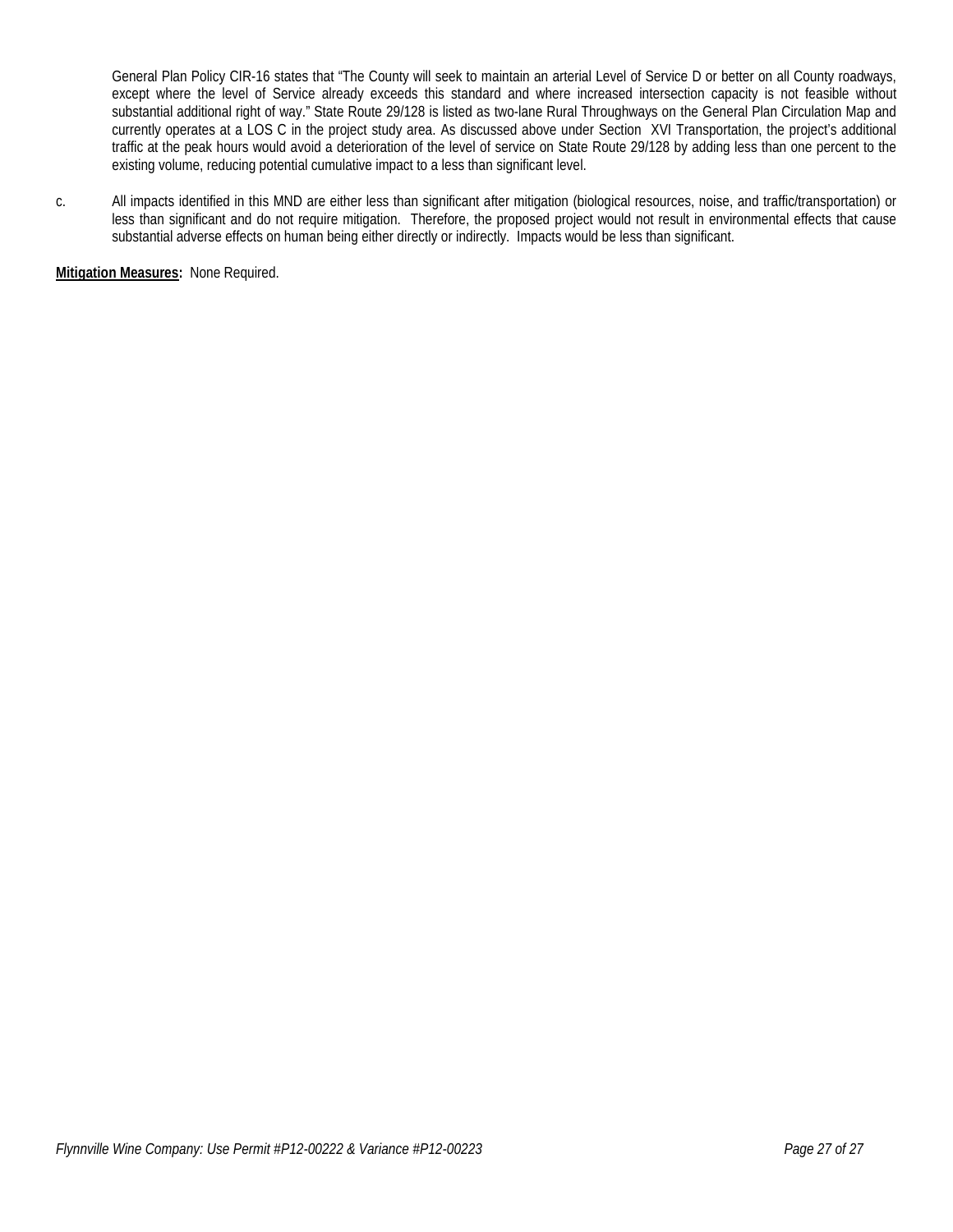General Plan Policy CIR-16 states that "The County will seek to maintain an arterial Level of Service D or better on all County roadways, except where the level of Service already exceeds this standard and where increased intersection capacity is not feasible without substantial additional right of way." State Route 29/128 is listed as two-lane Rural Throughways on the General Plan Circulation Map and currently operates at a LOS C in the project study area. As discussed above under Section XVI Transportation, the project's additional traffic at the peak hours would avoid a deterioration of the level of service on State Route 29/128 by adding less than one percent to the existing volume, reducing potential cumulative impact to a less than significant level.

c. All impacts identified in this MND are either less than significant after mitigation (biological resources, noise, and traffic/transportation) or less than significant and do not require mitigation. Therefore, the proposed project would not result in environmental effects that cause substantial adverse effects on human being either directly or indirectly. Impacts would be less than significant.

**Mitigation Measures:** None Required.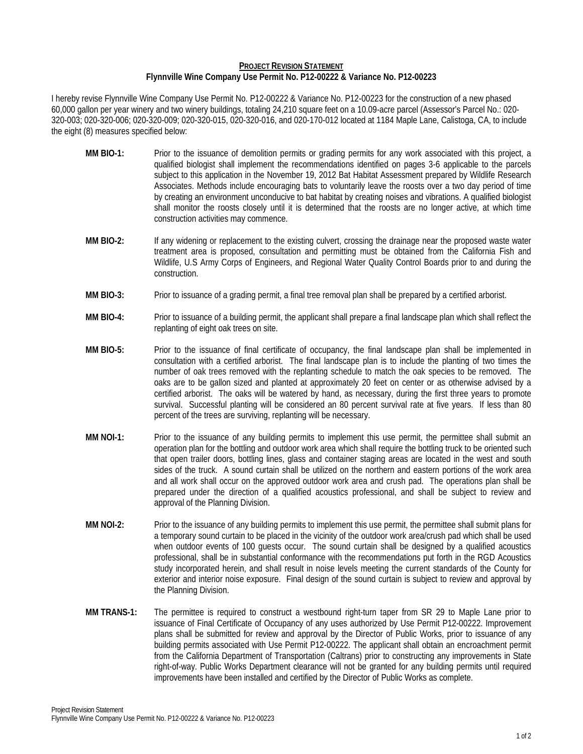**<u>PROJECT REVISION STATEMENT</u>**
**Flynnville Wine Company Use Permit No. P12-00222 & Variance No. P12-00223**

I hereby revise Flynnville Wine Company Use Permit No. P12-00222 & Variance No. P12-00223 for the construction of a new phased 60,000 gallon per year winery and two winery buildings, totaling 24,210 square feet on a 10.09-acre parcel (Assessor's Parcel No.: 020-320-003; 020-320-006; 020-320-009; 020-320-015, 020-320-016, and 020-170-012 located at 1184 Maple Lane, Calistoga, CA, to include the eight (8) measures specified below:

**MM BIO-1:** Prior to the issuance of demolition permits or grading permits for any work associated with this project, a qualified biologist shall implement the recommendations identified on pages 3-6 applicable to the parcels subject to this application in the November 19, 2012 Bat Habitat Assessment prepared by Wildlife Research Associates. Methods include encouraging bats to voluntarily leave the roosts over a two day period of time by creating an environment unconducive to bat habitat by creating noises and vibrations. A qualified biologist shall monitor the roosts closely until it is determined that the roosts are no longer active, at which time construction activities may commence.

**MM BIO-2:** If any widening or replacement to the existing culvert, crossing the drainage near the proposed waste water treatment area is proposed, consultation and permitting must be obtained from the California Fish and Wildlife, U.S Army Corps of Engineers, and Regional Water Quality Control Boards prior to and during the construction.

**MM BIO-3:** Prior to issuance of a grading permit, a final tree removal plan shall be prepared by a certified arborist.

**MM BIO-4:** Prior to issuance of a building permit, the applicant shall prepare a final landscape plan which shall reflect the replanting of eight oak trees on site.

**MM BIO-5:** Prior to the issuance of final certificate of occupancy, the final landscape plan shall be implemented in consultation with a certified arborist. The final landscape plan is to include the planting of two times the number of oak trees removed with the replanting schedule to match the oak species to be removed. The oaks are to be gallon sized and planted at approximately 20 feet on center or as otherwise advised by a certified arborist. The oaks will be watered by hand, as necessary, during the first three years to promote survival. Successful planting will be considered an 80 percent survival rate at five years. If less than 80 percent of the trees are surviving, replanting will be necessary.

**MM NOI-1:** Prior to the issuance of any building permits to implement this use permit, the permittee shall submit an operation plan for the bottling and outdoor work area which shall require the bottling truck to be oriented such that open trailer doors, bottling lines, glass and container staging areas are located in the west and south sides of the truck. A sound curtain shall be utilized on the northern and eastern portions of the work area and all work shall occur on the approved outdoor work area and crush pad. The operations plan shall be prepared under the direction of a qualified acoustics professional, and shall be subject to review and approval of the Planning Division.

**MM NOI-2:** Prior to the issuance of any building permits to implement this use permit, the permittee shall submit plans for a temporary sound curtain to be placed in the vicinity of the outdoor work area/crush pad which shall be used when outdoor events of 100 guests occur. The sound curtain shall be designed by a qualified acoustics professional, shall be in substantial conformance with the recommendations put forth in the RGD Acoustics study incorporated herein, and shall result in noise levels meeting the current standards of the County for exterior and interior noise exposure. Final design of the sound curtain is subject to review and approval by the Planning Division.

**MM TRANS-1:** The permittee is required to construct a westbound right-turn taper from SR 29 to Maple Lane prior to issuance of Final Certificate of Occupancy of any uses authorized by Use Permit P12-00222. Improvement plans shall be submitted for review and approval by the Director of Public Works, prior to issuance of any building permits associated with Use Permit P12-00222. The applicant shall obtain an encroachment permit from the California Department of Transportation (Caltrans) prior to constructing any improvements in State right-of-way. Public Works Department clearance will not be granted for any building permits until required improvements have been installed and certified by the Director of Public Works as complete.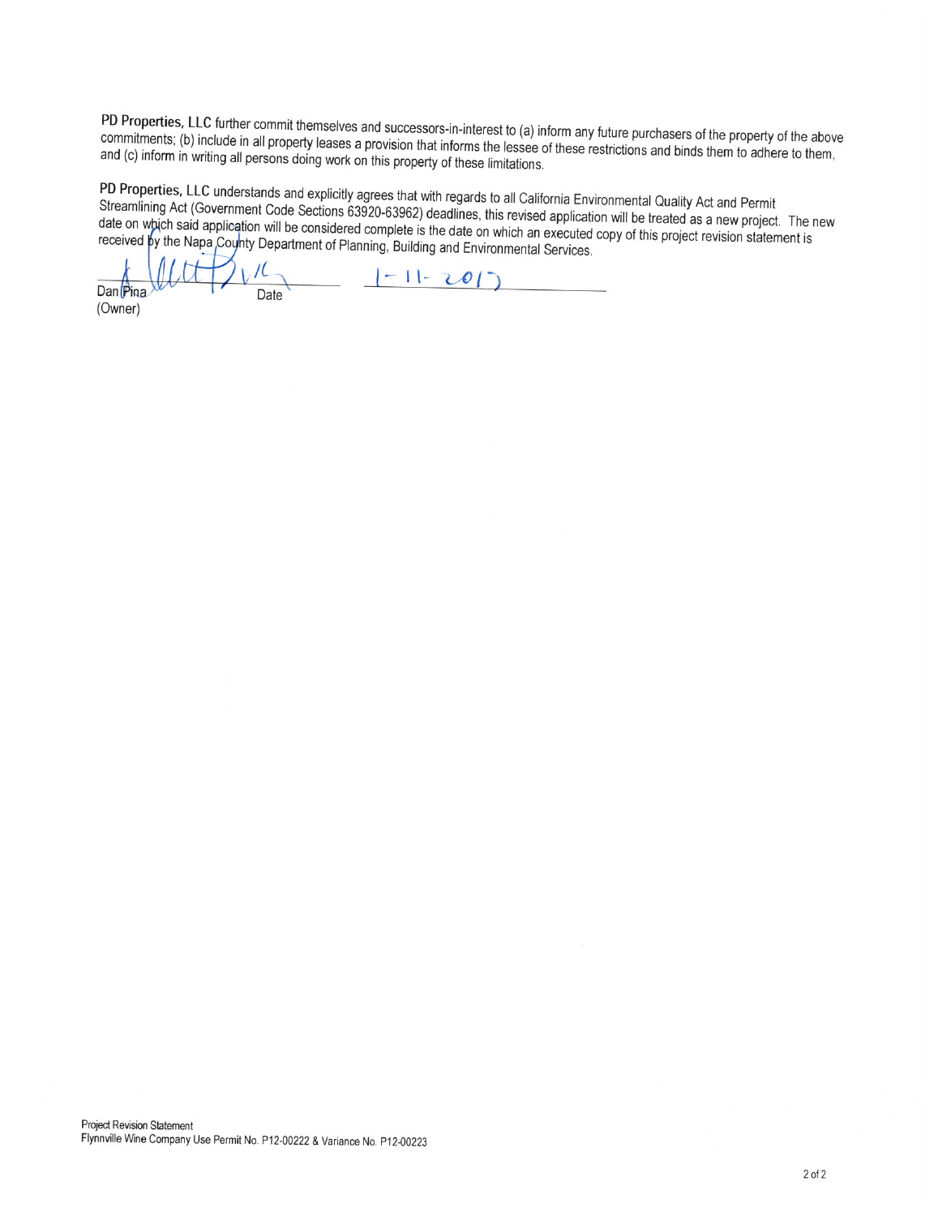**PD Properties, LLC** further commit themselves and successors-in-interest to (a) inform any future purchasers of the property of the above commitments; (b) include in all property leases a provision that informs the lessee of these restrictions and binds them to adhere to them, and (c) inform in writing all persons doing work on this property of these limitations.

**PD Properties, LLC** understands and explicitly agrees that with regards to all California Environmental Quality Act and Permit Streamlining Act (Government Code Sections 63920-63962) deadlines, this revised application will be treated as a new project. The new date on which said application will be considered complete is the date on which an executed copy of this project revision statement is received by the Napa County Department of Planning, Building and Environmental Services.

Dan Pina (Owner) &nbsp;&nbsp;&nbsp; Date &nbsp;&nbsp;&nbsp; 1-11-2017

Project Revision Statement
Flynnville Wine Company Use Permit No. P12-00222 & Variance No. P12-00223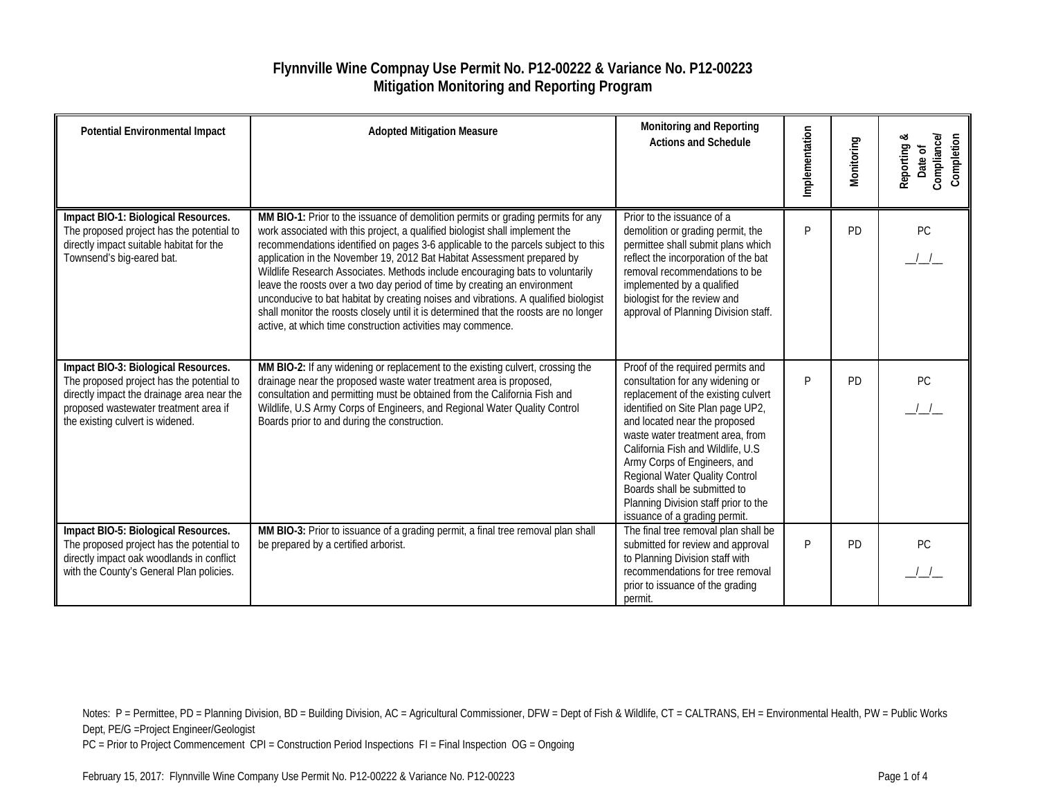# Flynnville Wine Compnay Use Permit No. P12-00222 & Variance No. P12-00223
# Mitigation Monitoring and Reporting Program

| Potential Environmental Impact | Adopted Mitigation Measure | Monitoring and Reporting Actions and Schedule | Implementation | Monitoring | Reporting & Date of Compliance/ Completion |
|---|---|---|---|---|---|
| **Impact BIO-1: Biological Resources.** The proposed project has the potential to directly impact suitable habitat for the Townsend's big-eared bat. | **MM BIO-1:** Prior to the issuance of demolition permits or grading permits for any work associated with this project, a qualified biologist shall implement the recommendations identified on pages 3-6 applicable to the parcels subject to this application in the November 19, 2012 Bat Habitat Assessment prepared by Wildlife Research Associates. Methods include encouraging bats to voluntarily leave the roosts over a two day period of time by creating an environment unconducive to bat habitat by creating noises and vibrations. A qualified biologist shall monitor the roosts closely until it is determined that the roosts are no longer active, at which time construction activities may commence. | Prior to the issuance of a demolition or grading permit, the permittee shall submit plans which reflect the incorporation of the bat removal recommendations to be implemented by a qualified biologist for the review and approval of Planning Division staff. | P | PD | PC __/__/__ |
| **Impact BIO-3: Biological Resources.** The proposed project has the potential to directly impact the drainage area near the proposed wastewater treatment area if the existing culvert is widened. | **MM BIO-2:** If any widening or replacement to the existing culvert, crossing the drainage near the proposed waste water treatment area is proposed, consultation and permitting must be obtained from the California Fish and Wildlife, U.S Army Corps of Engineers, and Regional Water Quality Control Boards prior to and during the construction. | Proof of the required permits and consultation for any widening or replacement of the existing culvert identified on Site Plan page UP2, and located near the proposed waste water treatment area, from California Fish and Wildlife, U.S Army Corps of Engineers, and Regional Water Quality Control Boards shall be submitted to Planning Division staff prior to the issuance of a grading permit. | P | PD | PC __/__/__ |
| **Impact BIO-5: Biological Resources.** The proposed project has the potential to directly impact oak woodlands in conflict with the County's General Plan policies. | **MM BIO-3:** Prior to issuance of a grading permit, a final tree removal plan shall be prepared by a certified arborist. | The final tree removal plan shall be submitted for review and approval to Planning Division staff with recommendations for tree removal prior to issuance of the grading permit. | P | PD | PC __/__/__ |

Notes: P = Permittee, PD = Planning Division, BD = Building Division, AC = Agricultural Commissioner, DFW = Dept of Fish & Wildlife, CT = CALTRANS, EH = Environmental Health, PW = Public Works Dept, PE/G =Project Engineer/Geologist

PC = Prior to Project Commencement CPI = Construction Period Inspections FI = Final Inspection OG = Ongoing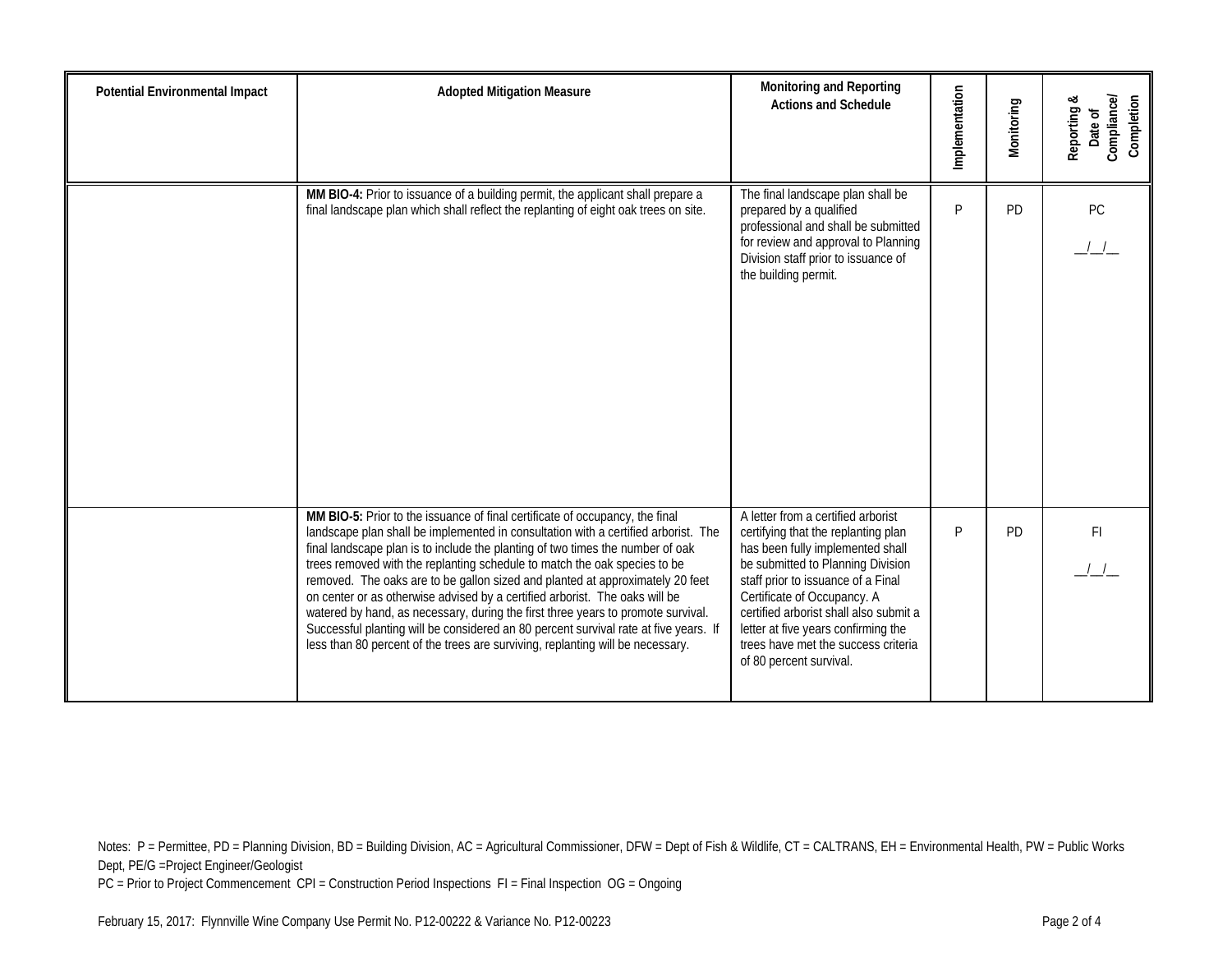| Potential Environmental Impact | Adopted Mitigation Measure | Monitoring and Reporting Actions and Schedule | Implementation | Monitoring | Reporting & Date of Compliance/ Completion |
|---|---|---|---|---|---|
| | **MM BIO-4:** Prior to issuance of a building permit, the applicant shall prepare a final landscape plan which shall reflect the replanting of eight oak trees on site. | The final landscape plan shall be prepared by a qualified professional and shall be submitted for review and approval to Planning Division staff prior to issuance of the building permit. | P | PD | PC __/__/__ |
| | **MM BIO-5:** Prior to the issuance of final certificate of occupancy, the final landscape plan shall be implemented in consultation with a certified arborist. The final landscape plan is to include the planting of two times the number of oak trees removed with the replanting schedule to match the oak species to be removed. The oaks are to be gallon sized and planted at approximately 20 feet on center or as otherwise advised by a certified arborist. The oaks will be watered by hand, as necessary, during the first three years to promote survival. Successful planting will be considered an 80 percent survival rate at five years. If less than 80 percent of the trees are surviving, replanting will be necessary. | A letter from a certified arborist certifying that the replanting plan has been fully implemented shall be submitted to Planning Division staff prior to issuance of a Final Certificate of Occupancy. A certified arborist shall also submit a letter at five years confirming the trees have met the success criteria of 80 percent survival. | P | PD | FI __/__/__ |

Notes: P = Permittee, PD = Planning Division, BD = Building Division, AC = Agricultural Commissioner, DFW = Dept of Fish & Wildlife, CT = CALTRANS, EH = Environmental Health, PW = Public Works Dept, PE/G =Project Engineer/Geologist
PC = Prior to Project Commencement CPI = Construction Period Inspections FI = Final Inspection OG = Ongoing

February 15, 2017: Flynnville Wine Company Use Permit No. P12-00222 & Variance No. P12-00223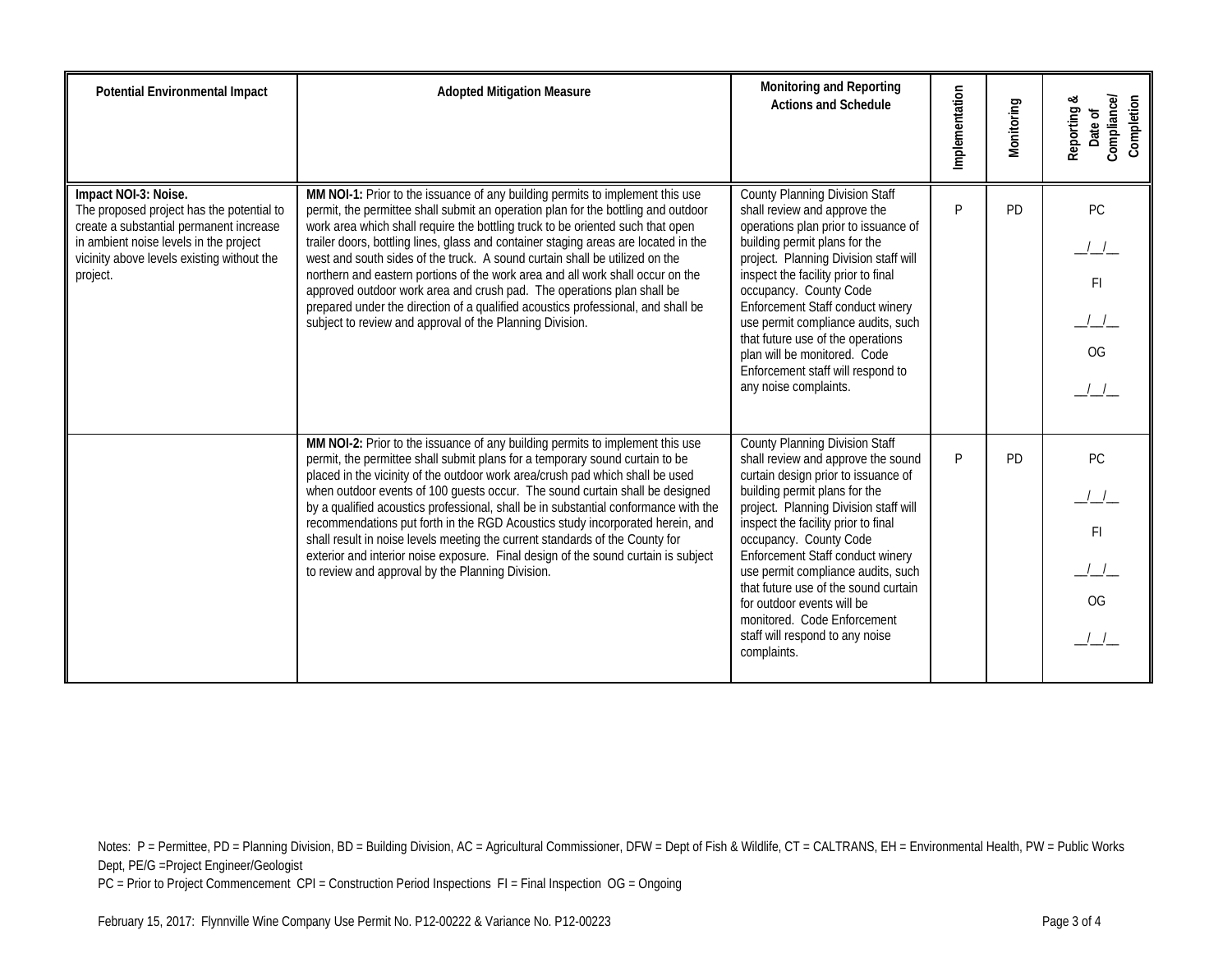| Potential Environmental Impact | Adopted Mitigation Measure | Monitoring and Reporting Actions and Schedule | Implementation | Monitoring | Reporting & Date of Compliance/ Completion |
|---|---|---|---|---|---|
| **Impact NOI-3: Noise.** The proposed project has the potential to create a substantial permanent increase in ambient noise levels in the project vicinity above levels existing without the project. | **MM NOI-1:** Prior to the issuance of any building permits to implement this use permit, the permittee shall submit an operation plan for the bottling and outdoor work area which shall require the bottling truck to be oriented such that open trailer doors, bottling lines, glass and container staging areas are located in the west and south sides of the truck. A sound curtain shall be utilized on the northern and eastern portions of the work area and all work shall occur on the approved outdoor work area and crush pad. The operations plan shall be prepared under the direction of a qualified acoustics professional, and shall be subject to review and approval of the Planning Division. | County Planning Division Staff shall review and approve the operations plan prior to issuance of building permit plans for the project. Planning Division staff will inspect the facility prior to final occupancy. County Code Enforcement Staff conduct winery use permit compliance audits, such that future use of the operations plan will be monitored. Code Enforcement staff will respond to any noise complaints. | P | PD | PC __/__/__ FI __/__/__ OG __/__/__ |
| | **MM NOI-2:** Prior to the issuance of any building permits to implement this use permit, the permittee shall submit plans for a temporary sound curtain to be placed in the vicinity of the outdoor work area/crush pad which shall be used when outdoor events of 100 guests occur. The sound curtain shall be designed by a qualified acoustics professional, shall be in substantial conformance with the recommendations put forth in the RGD Acoustics study incorporated herein, and shall result in noise levels meeting the current standards of the County for exterior and interior noise exposure. Final design of the sound curtain is subject to review and approval by the Planning Division. | County Planning Division Staff shall review and approve the sound curtain design prior to issuance of building permit plans for the project. Planning Division staff will inspect the facility prior to final occupancy. County Code Enforcement Staff conduct winery use permit compliance audits, such that future use of the sound curtain for outdoor events will be monitored. Code Enforcement staff will respond to any noise complaints. | P | PD | PC __/__/__ FI __/__/__ OG __/__/__ |

Notes: P = Permittee, PD = Planning Division, BD = Building Division, AC = Agricultural Commissioner, DFW = Dept of Fish & Wildlife, CT = CALTRANS, EH = Environmental Health, PW = Public Works Dept, PE/G =Project Engineer/Geologist

PC = Prior to Project Commencement CPI = Construction Period Inspections FI = Final Inspection OG = Ongoing

February 15, 2017: Flynnville Wine Company Use Permit No. P12-00222 & Variance No. P12-00223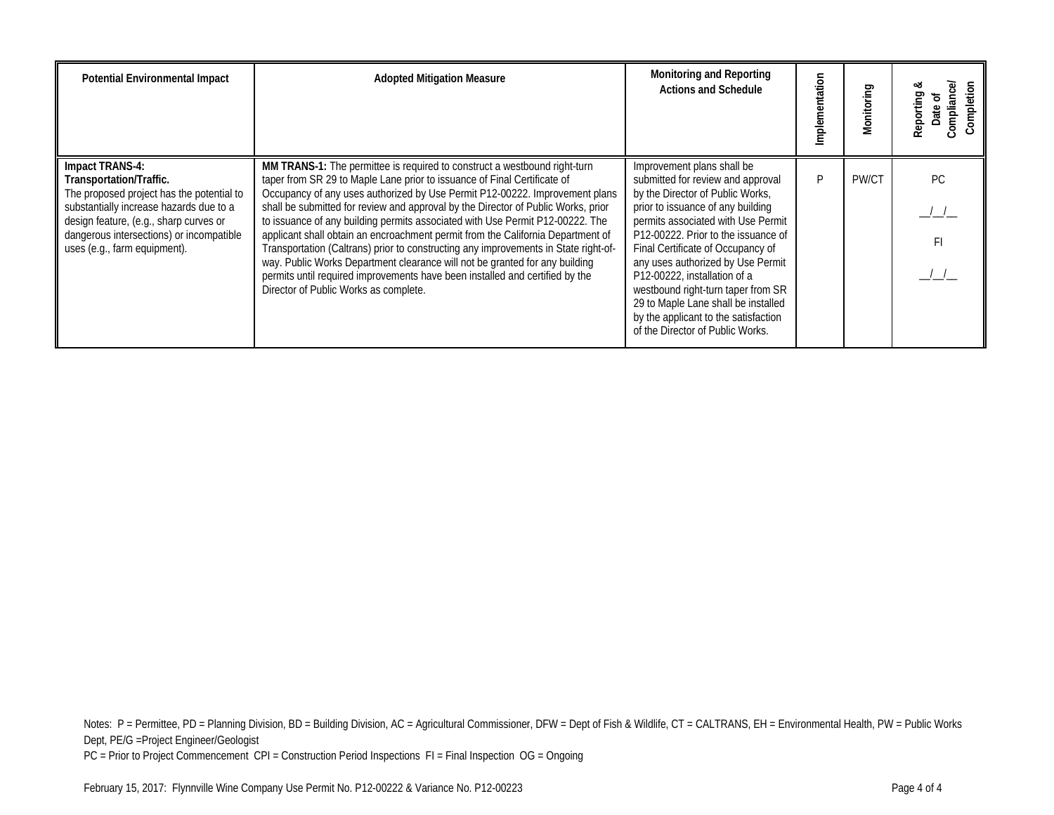| Potential Environmental Impact | Adopted Mitigation Measure | Monitoring and Reporting Actions and Schedule | Implementation | Monitoring | Reporting & Date of Compliance/ Completion |
|---|---|---|---|---|---|
| **Impact TRANS-4: Transportation/Traffic.** The proposed project has the potential to substantially increase hazards due to a design feature, (e.g., sharp curves or dangerous intersections) or incompatible uses (e.g., farm equipment). | **MM TRANS-1:** The permittee is required to construct a westbound right-turn taper from SR 29 to Maple Lane prior to issuance of Final Certificate of Occupancy of any uses authorized by Use Permit P12-00222. Improvement plans shall be submitted for review and approval by the Director of Public Works, prior to issuance of any building permits associated with Use Permit P12-00222. The applicant shall obtain an encroachment permit from the California Department of Transportation (Caltrans) prior to constructing any improvements in State right-of-way. Public Works Department clearance will not be granted for any building permits until required improvements have been installed and certified by the Director of Public Works as complete. | Improvement plans shall be submitted for review and approval by the Director of Public Works, prior to issuance of any building permits associated with Use Permit P12-00222. Prior to the issuance of Final Certificate of Occupancy of any uses authorized by Use Permit P12-00222, installation of a westbound right-turn taper from SR 29 to Maple Lane shall be installed by the applicant to the satisfaction of the Director of Public Works. | P | PW/CT | PC __/__/__ FI __/__/__ |

Notes: P = Permittee, PD = Planning Division, BD = Building Division, AC = Agricultural Commissioner, DFW = Dept of Fish & Wildlife, CT = CALTRANS, EH = Environmental Health, PW = Public Works Dept, PE/G =Project Engineer/Geologist
PC = Prior to Project Commencement CPI = Construction Period Inspections FI = Final Inspection OG = Ongoing

February 15, 2017: Flynnville Wine Company Use Permit No. P12-00222 & Variance No. P12-00223